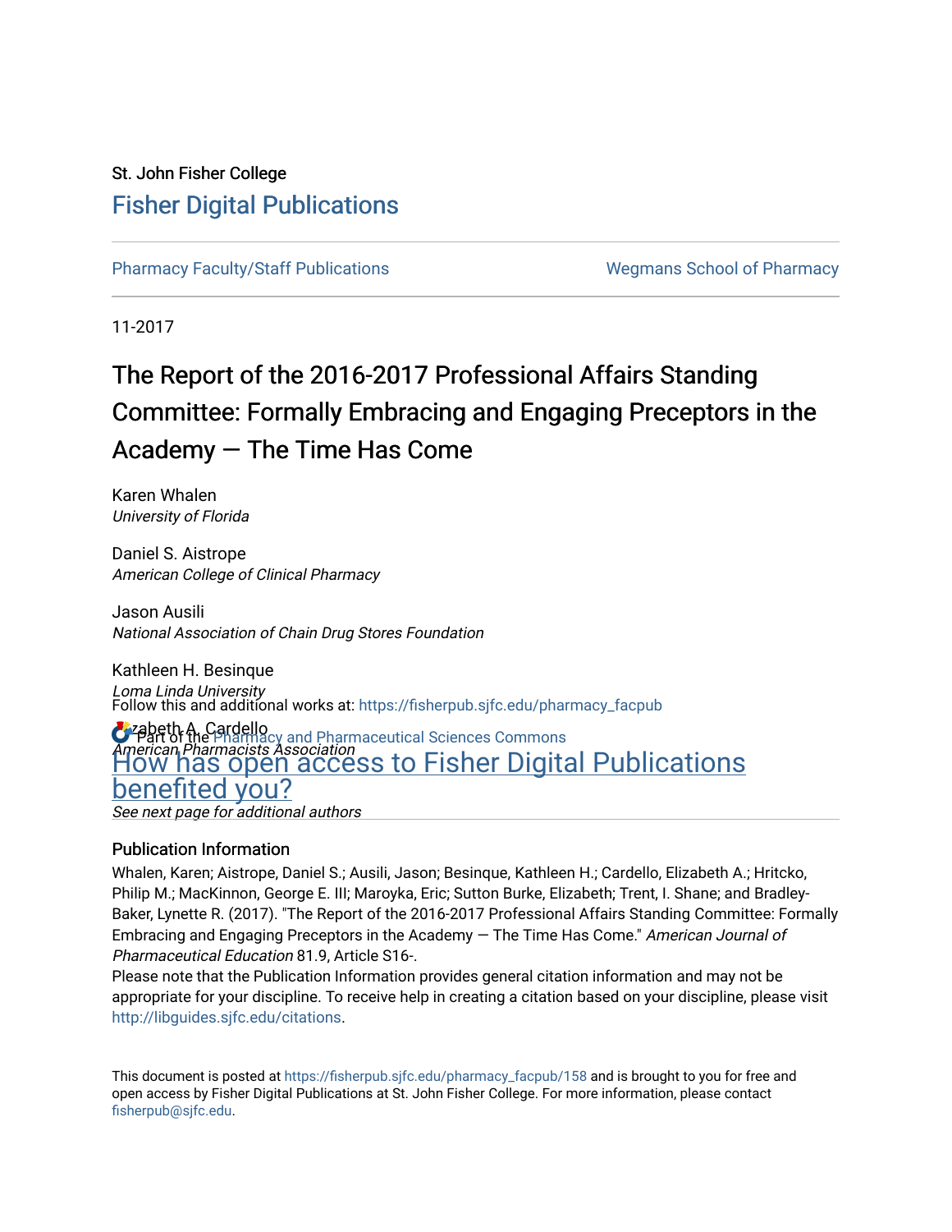St. John Fisher College

Fisher Digital Publications

Pharmacy Faculty/Staff Publications | Wegmans School of Pharmacy

11-2017

# The Report of the 2016-2017 Professional Affairs Standing Committee: Formally Embracing and Engaging Preceptors in the Academy — The Time Has Come

Karen Whalen
*University of Florida*

Daniel S. Aistrope
*American College of Clinical Pharmacy*

Jason Ausili
*National Association of Chain Drug Stores Foundation*

Kathleen H. Besinque
*Loma Linda University*

Elizabeth A. Cardello
*American Pharmacists Association*

*See next page for additional authors*

Follow this and additional works at: https://fisherpub.sjfc.edu/pharmacy_facpub

Part of the Pharmacy and Pharmaceutical Sciences Commons

How has open access to Fisher Digital Publications benefited you?

## Publication Information

Whalen, Karen; Aistrope, Daniel S.; Ausili, Jason; Besinque, Kathleen H.; Cardello, Elizabeth A.; Hritcko, Philip M.; MacKinnon, George E. III; Maroyka, Eric; Sutton Burke, Elizabeth; Trent, I. Shane; and Bradley-Baker, Lynette R. (2017). "The Report of the 2016-2017 Professional Affairs Standing Committee: Formally Embracing and Engaging Preceptors in the Academy — The Time Has Come." *American Journal of Pharmaceutical Education* 81.9, Article S16-.

Please note that the Publication Information provides general citation information and may not be appropriate for your discipline. To receive help in creating a citation based on your discipline, please visit http://libguides.sjfc.edu/citations.

This document is posted at https://fisherpub.sjfc.edu/pharmacy_facpub/158 and is brought to you for free and open access by Fisher Digital Publications at St. John Fisher College. For more information, please contact fisherpub@sjfc.edu.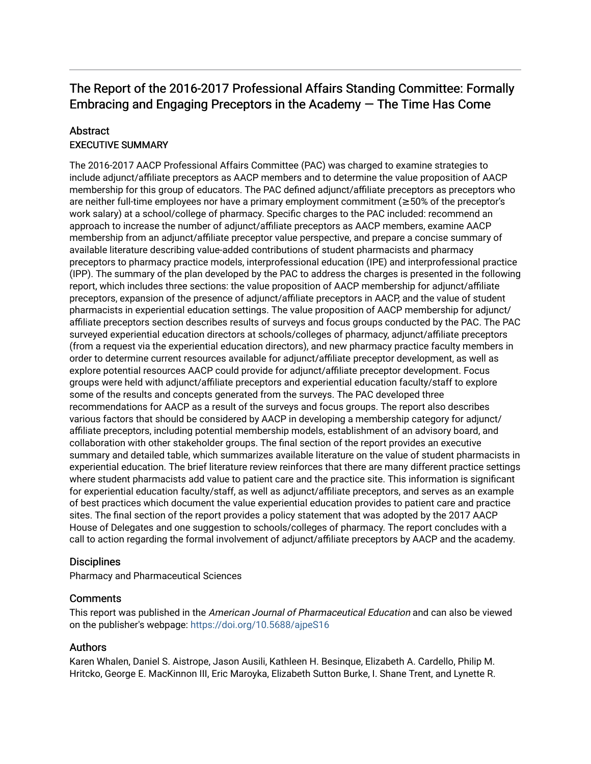# The Report of the 2016-2017 Professional Affairs Standing Committee: Formally Embracing and Engaging Preceptors in the Academy — The Time Has Come

## Abstract

### EXECUTIVE SUMMARY

The 2016-2017 AACP Professional Affairs Committee (PAC) was charged to examine strategies to include adjunct/affiliate preceptors as AACP members and to determine the value proposition of AACP membership for this group of educators. The PAC defined adjunct/affiliate preceptors as preceptors who are neither full-time employees nor have a primary employment commitment (≥50% of the preceptor's work salary) at a school/college of pharmacy. Specific charges to the PAC included: recommend an approach to increase the number of adjunct/affiliate preceptors as AACP members, examine AACP membership from an adjunct/affiliate preceptor value perspective, and prepare a concise summary of available literature describing value-added contributions of student pharmacists and pharmacy preceptors to pharmacy practice models, interprofessional education (IPE) and interprofessional practice (IPP). The summary of the plan developed by the PAC to address the charges is presented in the following report, which includes three sections: the value proposition of AACP membership for adjunct/affiliate preceptors, expansion of the presence of adjunct/affiliate preceptors in AACP, and the value of student pharmacists in experiential education settings. The value proposition of AACP membership for adjunct/affiliate preceptors section describes results of surveys and focus groups conducted by the PAC. The PAC surveyed experiential education directors at schools/colleges of pharmacy, adjunct/affiliate preceptors (from a request via the experiential education directors), and new pharmacy practice faculty members in order to determine current resources available for adjunct/affiliate preceptor development, as well as explore potential resources AACP could provide for adjunct/affiliate preceptor development. Focus groups were held with adjunct/affiliate preceptors and experiential education faculty/staff to explore some of the results and concepts generated from the surveys. The PAC developed three recommendations for AACP as a result of the surveys and focus groups. The report also describes various factors that should be considered by AACP in developing a membership category for adjunct/affiliate preceptors, including potential membership models, establishment of an advisory board, and collaboration with other stakeholder groups. The final section of the report provides an executive summary and detailed table, which summarizes available literature on the value of student pharmacists in experiential education. The brief literature review reinforces that there are many different practice settings where student pharmacists add value to patient care and the practice site. This information is significant for experiential education faculty/staff, as well as adjunct/affiliate preceptors, and serves as an example of best practices which document the value experiential education provides to patient care and practice sites. The final section of the report provides a policy statement that was adopted by the 2017 AACP House of Delegates and one suggestion to schools/colleges of pharmacy. The report concludes with a call to action regarding the formal involvement of adjunct/affiliate preceptors by AACP and the academy.

## Disciplines

Pharmacy and Pharmaceutical Sciences

## Comments

This report was published in the *American Journal of Pharmaceutical Education* and can also be viewed on the publisher's webpage: https://doi.org/10.5688/ajpeS16

## Authors

Karen Whalen, Daniel S. Aistrope, Jason Ausili, Kathleen H. Besinque, Elizabeth A. Cardello, Philip M. Hritcko, George E. MacKinnon III, Eric Maroyka, Elizabeth Sutton Burke, I. Shane Trent, and Lynette R.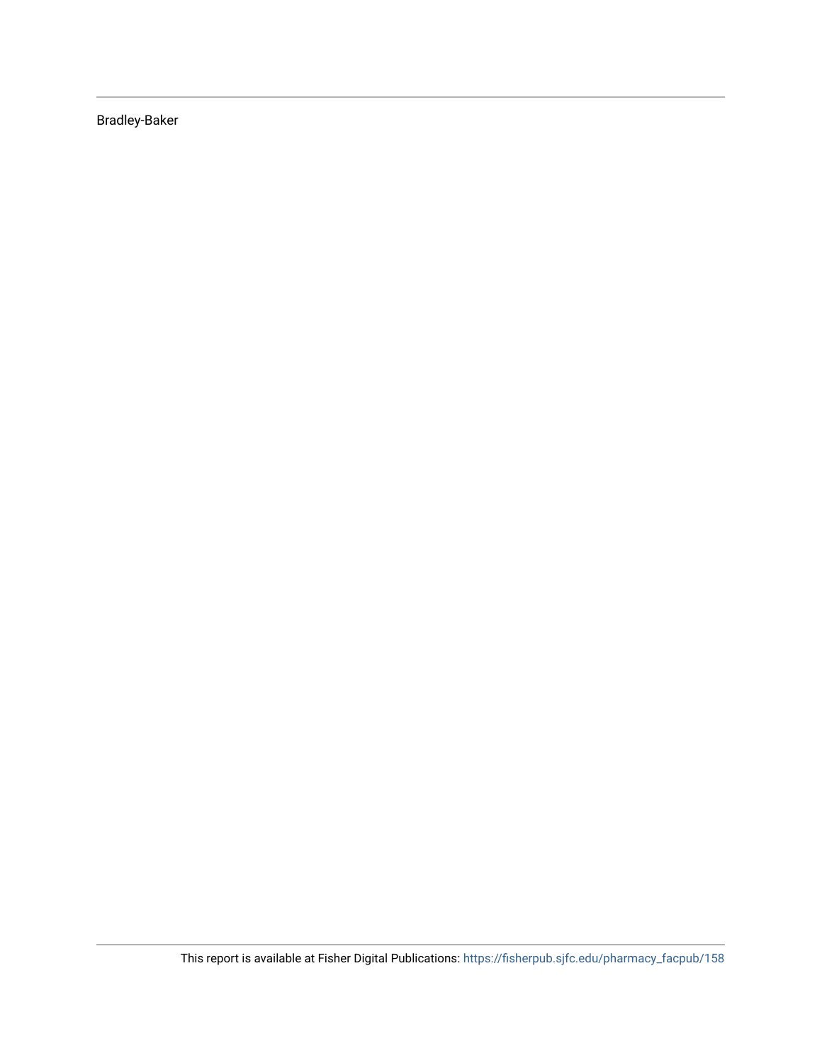Bradley-Baker

This report is available at Fisher Digital Publications: https://fisherpub.sjfc.edu/pharmacy_facpub/158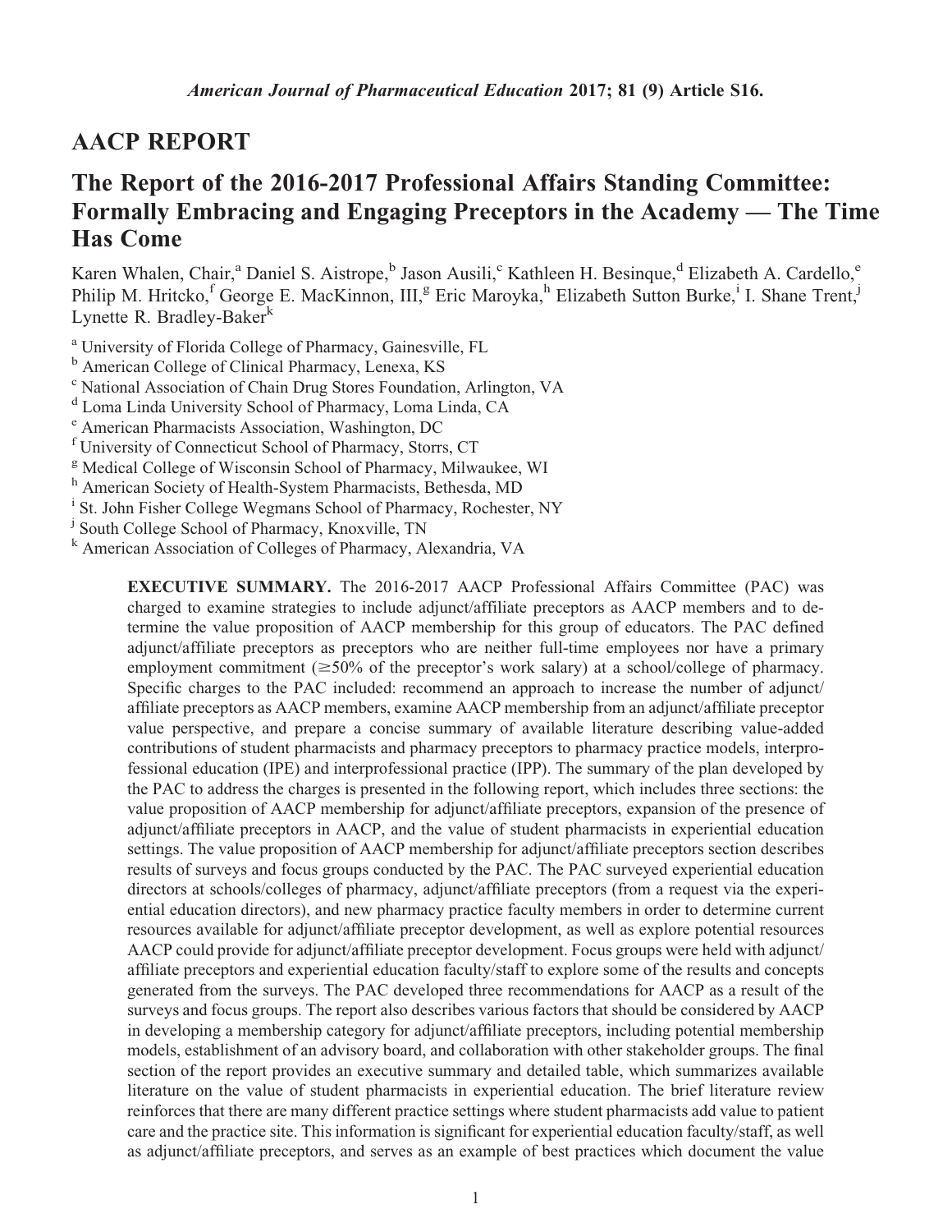# AACP REPORT

## The Report of the 2016-2017 Professional Affairs Standing Committee: Formally Embracing and Engaging Preceptors in the Academy — The Time Has Come

Karen Whalen, Chair,[a] Daniel S. Aistrope,[b] Jason Ausili,[c] Kathleen H. Besinque,[d] Elizabeth A. Cardello,[e] Philip M. Hritcko,[f] George E. MacKinnon, III,[g] Eric Maroyka,[h] Elizabeth Sutton Burke,[i] I. Shane Trent,[j] Lynette R. Bradley-Baker[k]

[a] University of Florida College of Pharmacy, Gainesville, FL
[b] American College of Clinical Pharmacy, Lenexa, KS
[c] National Association of Chain Drug Stores Foundation, Arlington, VA
[d] Loma Linda University School of Pharmacy, Loma Linda, CA
[e] American Pharmacists Association, Washington, DC
[f] University of Connecticut School of Pharmacy, Storrs, CT
[g] Medical College of Wisconsin School of Pharmacy, Milwaukee, WI
[h] American Society of Health-System Pharmacists, Bethesda, MD
[i] St. John Fisher College Wegmans School of Pharmacy, Rochester, NY
[j] South College School of Pharmacy, Knoxville, TN
[k] American Association of Colleges of Pharmacy, Alexandria, VA

**EXECUTIVE SUMMARY.** The 2016-2017 AACP Professional Affairs Committee (PAC) was charged to examine strategies to include adjunct/affiliate preceptors as AACP members and to determine the value proposition of AACP membership for this group of educators. The PAC defined adjunct/affiliate preceptors as preceptors who are neither full-time employees nor have a primary employment commitment ($\geq$50% of the preceptor's work salary) at a school/college of pharmacy. Specific charges to the PAC included: recommend an approach to increase the number of adjunct/affiliate preceptors as AACP members, examine AACP membership from an adjunct/affiliate preceptor value perspective, and prepare a concise summary of available literature describing value-added contributions of student pharmacists and pharmacy preceptors to pharmacy practice models, interprofessional education (IPE) and interprofessional practice (IPP). The summary of the plan developed by the PAC to address the charges is presented in the following report, which includes three sections: the value proposition of AACP membership for adjunct/affiliate preceptors, expansion of the presence of adjunct/affiliate preceptors in AACP, and the value of student pharmacists in experiential education settings. The value proposition of AACP membership for adjunct/affiliate preceptors section describes results of surveys and focus groups conducted by the PAC. The PAC surveyed experiential education directors at schools/colleges of pharmacy, adjunct/affiliate preceptors (from a request via the experiential education directors), and new pharmacy practice faculty members in order to determine current resources available for adjunct/affiliate preceptor development, as well as explore potential resources AACP could provide for adjunct/affiliate preceptor development. Focus groups were held with adjunct/affiliate preceptors and experiential education faculty/staff to explore some of the results and concepts generated from the surveys. The PAC developed three recommendations for AACP as a result of the surveys and focus groups. The report also describes various factors that should be considered by AACP in developing a membership category for adjunct/affiliate preceptors, including potential membership models, establishment of an advisory board, and collaboration with other stakeholder groups. The final section of the report provides an executive summary and detailed table, which summarizes available literature on the value of student pharmacists in experiential education. The brief literature review reinforces that there are many different practice settings where student pharmacists add value to patient care and the practice site. This information is significant for experiential education faculty/staff, as well as adjunct/affiliate preceptors, and serves as an example of best practices which document the value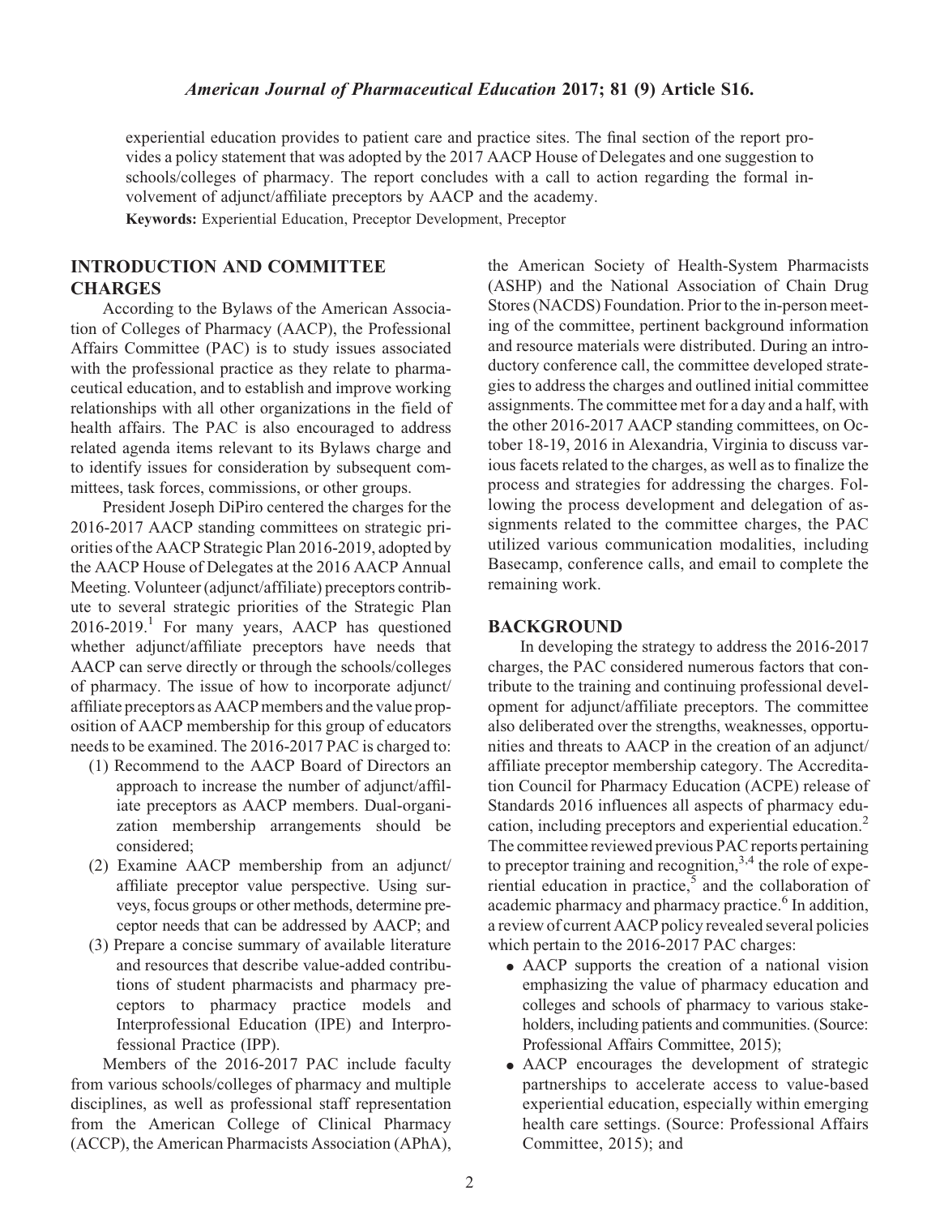experiential education provides to patient care and practice sites. The final section of the report provides a policy statement that was adopted by the 2017 AACP House of Delegates and one suggestion to schools/colleges of pharmacy. The report concludes with a call to action regarding the formal involvement of adjunct/affiliate preceptors by AACP and the academy.

**Keywords:** Experiential Education, Preceptor Development, Preceptor

## INTRODUCTION AND COMMITTEE CHARGES

According to the Bylaws of the American Association of Colleges of Pharmacy (AACP), the Professional Affairs Committee (PAC) is to study issues associated with the professional practice as they relate to pharmaceutical education, and to establish and improve working relationships with all other organizations in the field of health affairs. The PAC is also encouraged to address related agenda items relevant to its Bylaws charge and to identify issues for consideration by subsequent committees, task forces, commissions, or other groups.

President Joseph DiPiro centered the charges for the 2016-2017 AACP standing committees on strategic priorities of the AACP Strategic Plan 2016-2019, adopted by the AACP House of Delegates at the 2016 AACP Annual Meeting. Volunteer (adjunct/affiliate) preceptors contribute to several strategic priorities of the Strategic Plan 2016-2019.[1] For many years, AACP has questioned whether adjunct/affiliate preceptors have needs that AACP can serve directly or through the schools/colleges of pharmacy. The issue of how to incorporate adjunct/affiliate preceptors as AACP members and the value proposition of AACP membership for this group of educators needs to be examined. The 2016-2017 PAC is charged to:

(1) Recommend to the AACP Board of Directors an approach to increase the number of adjunct/affiliate preceptors as AACP members. Dual-organization membership arrangements should be considered;
(2) Examine AACP membership from an adjunct/affiliate preceptor value perspective. Using surveys, focus groups or other methods, determine preceptor needs that can be addressed by AACP; and
(3) Prepare a concise summary of available literature and resources that describe value-added contributions of student pharmacists and pharmacy preceptors to pharmacy practice models and Interprofessional Education (IPE) and Interprofessional Practice (IPP).

Members of the 2016-2017 PAC include faculty from various schools/colleges of pharmacy and multiple disciplines, as well as professional staff representation from the American College of Clinical Pharmacy (ACCP), the American Pharmacists Association (APhA), the American Society of Health-System Pharmacists (ASHP) and the National Association of Chain Drug Stores (NACDS) Foundation. Prior to the in-person meeting of the committee, pertinent background information and resource materials were distributed. During an introductory conference call, the committee developed strategies to address the charges and outlined initial committee assignments. The committee met for a day and a half, with the other 2016-2017 AACP standing committees, on October 18-19, 2016 in Alexandria, Virginia to discuss various facets related to the charges, as well as to finalize the process and strategies for addressing the charges. Following the process development and delegation of assignments related to the committee charges, the PAC utilized various communication modalities, including Basecamp, conference calls, and email to complete the remaining work.

## BACKGROUND

In developing the strategy to address the 2016-2017 charges, the PAC considered numerous factors that contribute to the training and continuing professional development for adjunct/affiliate preceptors. The committee also deliberated over the strengths, weaknesses, opportunities and threats to AACP in the creation of an adjunct/affiliate preceptor membership category. The Accreditation Council for Pharmacy Education (ACPE) release of Standards 2016 influences all aspects of pharmacy education, including preceptors and experiential education.[2] The committee reviewed previous PAC reports pertaining to preceptor training and recognition,[3,4] the role of experiential education in practice,[5] and the collaboration of academic pharmacy and pharmacy practice.[6] In addition, a review of current AACP policy revealed several policies which pertain to the 2016-2017 PAC charges:

- AACP supports the creation of a national vision emphasizing the value of pharmacy education and colleges and schools of pharmacy to various stakeholders, including patients and communities. (Source: Professional Affairs Committee, 2015);
- AACP encourages the development of strategic partnerships to accelerate access to value-based experiential education, especially within emerging health care settings. (Source: Professional Affairs Committee, 2015); and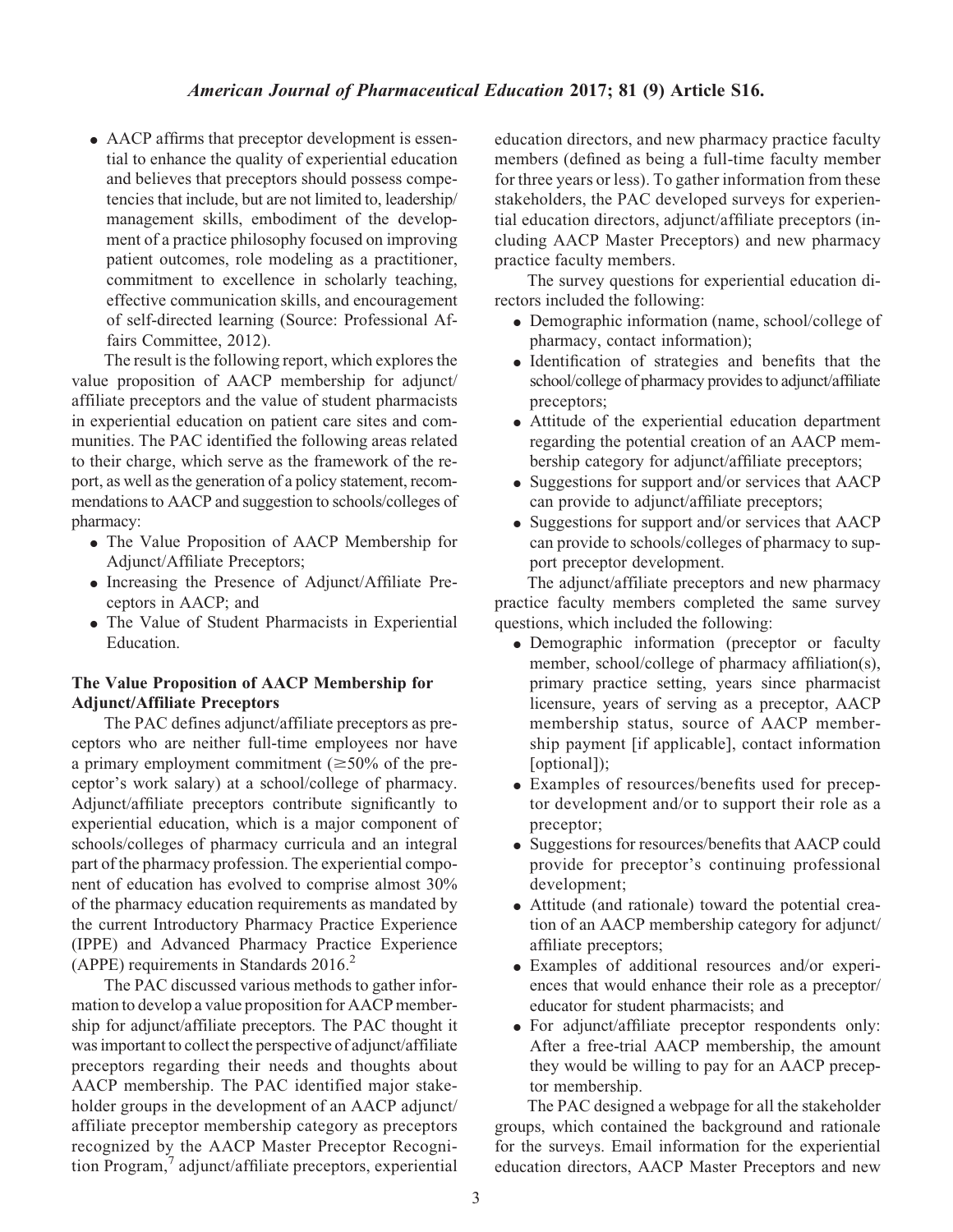- AACP affirms that preceptor development is essential to enhance the quality of experiential education and believes that preceptors should possess competencies that include, but are not limited to, leadership/management skills, embodiment of the development of a practice philosophy focused on improving patient outcomes, role modeling as a practitioner, commitment to excellence in scholarly teaching, effective communication skills, and encouragement of self-directed learning (Source: Professional Affairs Committee, 2012).

The result is the following report, which explores the value proposition of AACP membership for adjunct/affiliate preceptors and the value of student pharmacists in experiential education on patient care sites and communities. The PAC identified the following areas related to their charge, which serve as the framework of the report, as well as the generation of a policy statement, recommendations to AACP and suggestion to schools/colleges of pharmacy:

- The Value Proposition of AACP Membership for Adjunct/Affiliate Preceptors;
- Increasing the Presence of Adjunct/Affiliate Preceptors in AACP; and
- The Value of Student Pharmacists in Experiential Education.

## The Value Proposition of AACP Membership for Adjunct/Affiliate Preceptors

The PAC defines adjunct/affiliate preceptors as preceptors who are neither full-time employees nor have a primary employment commitment ($\geq$50% of the preceptor's work salary) at a school/college of pharmacy. Adjunct/affiliate preceptors contribute significantly to experiential education, which is a major component of schools/colleges of pharmacy curricula and an integral part of the pharmacy profession. The experiential component of education has evolved to comprise almost 30% of the pharmacy education requirements as mandated by the current Introductory Pharmacy Practice Experience (IPPE) and Advanced Pharmacy Practice Experience (APPE) requirements in Standards 2016.[2]

The PAC discussed various methods to gather information to develop a value proposition for AACP membership for adjunct/affiliate preceptors. The PAC thought it was important to collect the perspective of adjunct/affiliate preceptors regarding their needs and thoughts about AACP membership. The PAC identified major stakeholder groups in the development of an AACP adjunct/affiliate preceptor membership category as preceptors recognized by the AACP Master Preceptor Recognition Program,[7] adjunct/affiliate preceptors, experiential education directors, and new pharmacy practice faculty members (defined as being a full-time faculty member for three years or less). To gather information from these stakeholders, the PAC developed surveys for experiential education directors, adjunct/affiliate preceptors (including AACP Master Preceptors) and new pharmacy practice faculty members.

The survey questions for experiential education directors included the following:

- Demographic information (name, school/college of pharmacy, contact information);
- Identification of strategies and benefits that the school/college of pharmacy provides to adjunct/affiliate preceptors;
- Attitude of the experiential education department regarding the potential creation of an AACP membership category for adjunct/affiliate preceptors;
- Suggestions for support and/or services that AACP can provide to adjunct/affiliate preceptors;
- Suggestions for support and/or services that AACP can provide to schools/colleges of pharmacy to support preceptor development.

The adjunct/affiliate preceptors and new pharmacy practice faculty members completed the same survey questions, which included the following:

- Demographic information (preceptor or faculty member, school/college of pharmacy affiliation(s), primary practice setting, years since pharmacist licensure, years of serving as a preceptor, AACP membership status, source of AACP membership payment [if applicable], contact information [optional]);
- Examples of resources/benefits used for preceptor development and/or to support their role as a preceptor;
- Suggestions for resources/benefits that AACP could provide for preceptor's continuing professional development;
- Attitude (and rationale) toward the potential creation of an AACP membership category for adjunct/affiliate preceptors;
- Examples of additional resources and/or experiences that would enhance their role as a preceptor/educator for student pharmacists; and
- For adjunct/affiliate preceptor respondents only: After a free-trial AACP membership, the amount they would be willing to pay for an AACP preceptor membership.

The PAC designed a webpage for all the stakeholder groups, which contained the background and rationale for the surveys. Email information for the experiential education directors, AACP Master Preceptors and new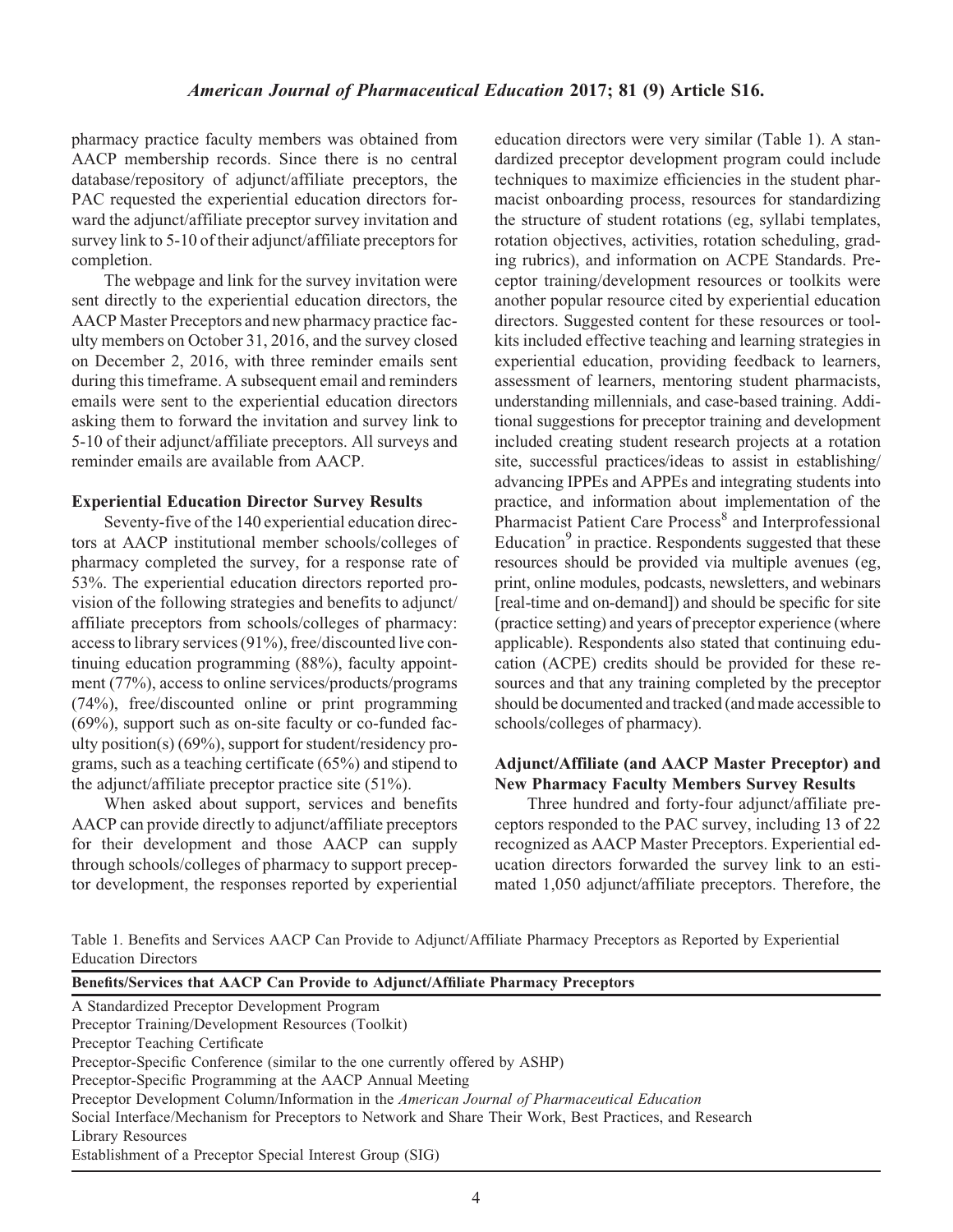pharmacy practice faculty members was obtained from AACP membership records. Since there is no central database/repository of adjunct/affiliate preceptors, the PAC requested the experiential education directors forward the adjunct/affiliate preceptor survey invitation and survey link to 5-10 of their adjunct/affiliate preceptors for completion.

The webpage and link for the survey invitation were sent directly to the experiential education directors, the AACP Master Preceptors and new pharmacy practice faculty members on October 31, 2016, and the survey closed on December 2, 2016, with three reminder emails sent during this timeframe. A subsequent email and reminders emails were sent to the experiential education directors asking them to forward the invitation and survey link to 5-10 of their adjunct/affiliate preceptors. All surveys and reminder emails are available from AACP.

### Experiential Education Director Survey Results

Seventy-five of the 140 experiential education directors at AACP institutional member schools/colleges of pharmacy completed the survey, for a response rate of 53%. The experiential education directors reported provision of the following strategies and benefits to adjunct/affiliate preceptors from schools/colleges of pharmacy: access to library services (91%), free/discounted live continuing education programming (88%), faculty appointment (77%), access to online services/products/programs (74%), free/discounted online or print programming (69%), support such as on-site faculty or co-funded faculty position(s) (69%), support for student/residency programs, such as a teaching certificate (65%) and stipend to the adjunct/affiliate preceptor practice site (51%).

When asked about support, services and benefits AACP can provide directly to adjunct/affiliate preceptors for their development and those AACP can supply through schools/colleges of pharmacy to support preceptor development, the responses reported by experiential education directors were very similar (Table 1). A standardized preceptor development program could include techniques to maximize efficiencies in the student pharmacist onboarding process, resources for standardizing the structure of student rotations (eg, syllabi templates, rotation objectives, activities, rotation scheduling, grading rubrics), and information on ACPE Standards. Preceptor training/development resources or toolkits were another popular resource cited by experiential education directors. Suggested content for these resources or toolkits included effective teaching and learning strategies in experiential education, providing feedback to learners, assessment of learners, mentoring student pharmacists, understanding millennials, and case-based training. Additional suggestions for preceptor training and development included creating student research projects at a rotation site, successful practices/ideas to assist in establishing/advancing IPPEs and APPEs and integrating students into practice, and information about implementation of the Pharmacist Patient Care Process[8] and Interprofessional Education[9] in practice. Respondents suggested that these resources should be provided via multiple avenues (eg, print, online modules, podcasts, newsletters, and webinars [real-time and on-demand]) and should be specific for site (practice setting) and years of preceptor experience (where applicable). Respondents also stated that continuing education (ACPE) credits should be provided for these resources and that any training completed by the preceptor should be documented and tracked (and made accessible to schools/colleges of pharmacy).

### Adjunct/Affiliate (and AACP Master Preceptor) and New Pharmacy Faculty Members Survey Results

Three hundred and forty-four adjunct/affiliate preceptors responded to the PAC survey, including 13 of 22 recognized as AACP Master Preceptors. Experiential education directors forwarded the survey link to an estimated 1,050 adjunct/affiliate preceptors. Therefore, the

Table 1. Benefits and Services AACP Can Provide to Adjunct/Affiliate Pharmacy Preceptors as Reported by Experiential Education Directors

| Benefits/Services that AACP Can Provide to Adjunct/Affiliate Pharmacy Preceptors |
|---|
| A Standardized Preceptor Development Program |
| Preceptor Training/Development Resources (Toolkit) |
| Preceptor Teaching Certificate |
| Preceptor-Specific Conference (similar to the one currently offered by ASHP) |
| Preceptor-Specific Programming at the AACP Annual Meeting |
| Preceptor Development Column/Information in the *American Journal of Pharmaceutical Education* |
| Social Interface/Mechanism for Preceptors to Network and Share Their Work, Best Practices, and Research |
| Library Resources |
| Establishment of a Preceptor Special Interest Group (SIG) |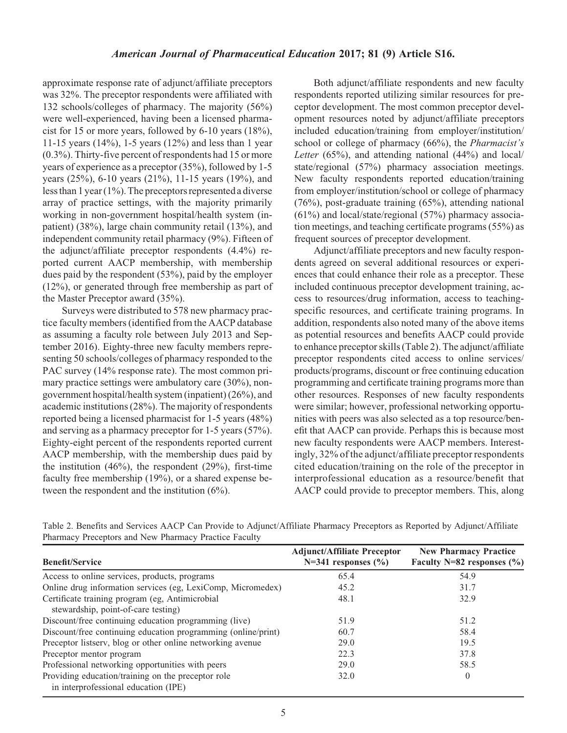approximate response rate of adjunct/affiliate preceptors was 32%. The preceptor respondents were affiliated with 132 schools/colleges of pharmacy. The majority (56%) were well-experienced, having been a licensed pharmacist for 15 or more years, followed by 6-10 years (18%), 11-15 years (14%), 1-5 years (12%) and less than 1 year (0.3%). Thirty-five percent of respondents had 15 or more years of experience as a preceptor (35%), followed by 1-5 years (25%), 6-10 years (21%), 11-15 years (19%), and less than 1 year (1%). The preceptors represented a diverse array of practice settings, with the majority primarily working in non-government hospital/health system (inpatient) (38%), large chain community retail (13%), and independent community retail pharmacy (9%). Fifteen of the adjunct/affiliate preceptor respondents (4.4%) reported current AACP membership, with membership dues paid by the respondent (53%), paid by the employer (12%), or generated through free membership as part of the Master Preceptor award (35%).

Surveys were distributed to 578 new pharmacy practice faculty members (identified from the AACP database as assuming a faculty role between July 2013 and September 2016). Eighty-three new faculty members representing 50 schools/colleges of pharmacy responded to the PAC survey (14% response rate). The most common primary practice settings were ambulatory care (30%), non-government hospital/health system (inpatient) (26%), and academic institutions (28%). The majority of respondents reported being a licensed pharmacist for 1-5 years (48%) and serving as a pharmacy preceptor for 1-5 years (57%). Eighty-eight percent of the respondents reported current AACP membership, with the membership dues paid by the institution (46%), the respondent (29%), first-time faculty free membership (19%), or a shared expense between the respondent and the institution (6%).

Both adjunct/affiliate respondents and new faculty respondents reported utilizing similar resources for preceptor development. The most common preceptor development resources noted by adjunct/affiliate preceptors included education/training from employer/institution/school or college of pharmacy (66%), the *Pharmacist's Letter* (65%), and attending national (44%) and local/state/regional (57%) pharmacy association meetings. New faculty respondents reported education/training from employer/institution/school or college of pharmacy (76%), post-graduate training (65%), attending national (61%) and local/state/regional (57%) pharmacy association meetings, and teaching certificate programs (55%) as frequent sources of preceptor development.

Adjunct/affiliate preceptors and new faculty respondents agreed on several additional resources or experiences that could enhance their role as a preceptor. These included continuous preceptor development training, access to resources/drug information, access to teaching-specific resources, and certificate training programs. In addition, respondents also noted many of the above items as potential resources and benefits AACP could provide to enhance preceptor skills (Table 2). The adjunct/affiliate preceptor respondents cited access to online services/products/programs, discount or free continuing education programming and certificate training programs more than other resources. Responses of new faculty respondents were similar; however, professional networking opportunities with peers was also selected as a top resource/benefit that AACP can provide. Perhaps this is because most new faculty respondents were AACP members. Interestingly, 32% of the adjunct/affiliate preceptor respondents cited education/training on the role of the preceptor in interprofessional education as a resource/benefit that AACP could provide to preceptor members. This, along

Table 2. Benefits and Services AACP Can Provide to Adjunct/Affiliate Pharmacy Preceptors as Reported by Adjunct/Affiliate Pharmacy Preceptors and New Pharmacy Practice Faculty

| Benefit/Service | Adjunct/Affiliate Preceptor N=341 responses (%) | New Pharmacy Practice Faculty N=82 responses (%) |
|---|---|---|
| Access to online services, products, programs | 65.4 | 54.9 |
| Online drug information services (eg, LexiComp, Micromedex) | 45.2 | 31.7 |
| Certificate training program (eg, Antimicrobial stewardship, point-of-care testing) | 48.1 | 32.9 |
| Discount/free continuing education programming (live) | 51.9 | 51.2 |
| Discount/free continuing education programming (online/print) | 60.7 | 58.4 |
| Preceptor listserv, blog or other online networking avenue | 29.0 | 19.5 |
| Preceptor mentor program | 22.3 | 37.8 |
| Professional networking opportunities with peers | 29.0 | 58.5 |
| Providing education/training on the preceptor role in interprofessional education (IPE) | 32.0 | 0 |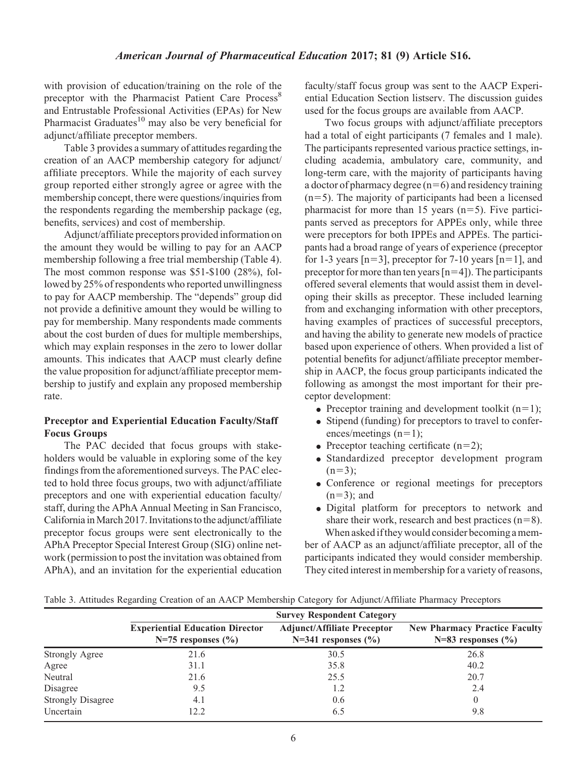with provision of education/training on the role of the preceptor with the Pharmacist Patient Care Process[8] and Entrustable Professional Activities (EPAs) for New Pharmacist Graduates[10] may also be very beneficial for adjunct/affiliate preceptor members.

Table 3 provides a summary of attitudes regarding the creation of an AACP membership category for adjunct/affiliate preceptors. While the majority of each survey group reported either strongly agree or agree with the membership concept, there were questions/inquiries from the respondents regarding the membership package (eg, benefits, services) and cost of membership.

Adjunct/affiliate preceptors provided information on the amount they would be willing to pay for an AACP membership following a free trial membership (Table 4). The most common response was $51-$100 (28%), followed by 25% of respondents who reported unwillingness to pay for AACP membership. The "depends" group did not provide a definitive amount they would be willing to pay for membership. Many respondents made comments about the cost burden of dues for multiple memberships, which may explain responses in the zero to lower dollar amounts. This indicates that AACP must clearly define the value proposition for adjunct/affiliate preceptor membership to justify and explain any proposed membership rate.

### Preceptor and Experiential Education Faculty/Staff Focus Groups

The PAC decided that focus groups with stakeholders would be valuable in exploring some of the key findings from the aforementioned surveys. The PAC elected to hold three focus groups, two with adjunct/affiliate preceptors and one with experiential education faculty/staff, during the APhA Annual Meeting in San Francisco, California in March 2017. Invitations to the adjunct/affiliate preceptor focus groups were sent electronically to the APhA Preceptor Special Interest Group (SIG) online network (permission to post the invitation was obtained from APhA), and an invitation for the experiential education faculty/staff focus group was sent to the AACP Experiential Education Section listserv. The discussion guides used for the focus groups are available from AACP.

Two focus groups with adjunct/affiliate preceptors had a total of eight participants (7 females and 1 male). The participants represented various practice settings, including academia, ambulatory care, community, and long-term care, with the majority of participants having a doctor of pharmacy degree (n=6) and residency training (n=5). The majority of participants had been a licensed pharmacist for more than 15 years (n=5). Five participants served as preceptors for APPEs only, while three were preceptors for both IPPEs and APPEs. The participants had a broad range of years of experience (preceptor for 1-3 years [n=3], preceptor for 7-10 years [n=1], and preceptor for more than ten years [n=4]). The participants offered several elements that would assist them in developing their skills as preceptor. These included learning from and exchanging information with other preceptors, having examples of practices of successful preceptors, and having the ability to generate new models of practice based upon experience of others. When provided a list of potential benefits for adjunct/affiliate preceptor membership in AACP, the focus group participants indicated the following as amongst the most important for their preceptor development:

- Preceptor training and development toolkit (n=1);
- Stipend (funding) for preceptors to travel to conferences/meetings (n=1);
- Preceptor teaching certificate (n=2);
- Standardized preceptor development program (n=3);
- Conference or regional meetings for preceptors (n=3); and
- Digital platform for preceptors to network and share their work, research and best practices (n=8).

When asked if they would consider becoming a member of AACP as an adjunct/affiliate preceptor, all of the participants indicated they would consider membership. They cited interest in membership for a variety of reasons,

Table 3. Attitudes Regarding Creation of an AACP Membership Category for Adjunct/Affiliate Pharmacy Preceptors

| | Survey Respondent Category | | |
|---|---|---|---|
| | **Experiential Education Director N=75 responses (%)** | **Adjunct/Affiliate Preceptor N=341 responses (%)** | **New Pharmacy Practice Faculty N=83 responses (%)** |
| Strongly Agree | 21.6 | 30.5 | 26.8 |
| Agree | 31.1 | 35.8 | 40.2 |
| Neutral | 21.6 | 25.5 | 20.7 |
| Disagree | 9.5 | 1.2 | 2.4 |
| Strongly Disagree | 4.1 | 0.6 | 0 |
| Uncertain | 12.2 | 6.5 | 9.8 |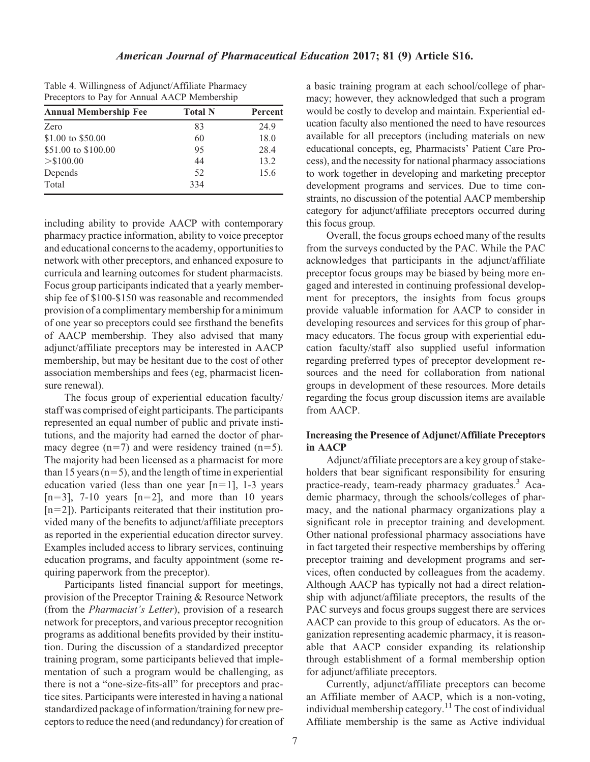Table 4. Willingness of Adjunct/Affiliate Pharmacy Preceptors to Pay for Annual AACP Membership

| Annual Membership Fee | Total N | Percent |
|---|---|---|
| Zero | 83 | 24.9 |
| $1.00 to $50.00 | 60 | 18.0 |
| $51.00 to $100.00 | 95 | 28.4 |
| >$100.00 | 44 | 13.2 |
| Depends | 52 | 15.6 |
| Total | 334 | |

including ability to provide AACP with contemporary pharmacy practice information, ability to voice preceptor and educational concerns to the academy, opportunities to network with other preceptors, and enhanced exposure to curricula and learning outcomes for student pharmacists. Focus group participants indicated that a yearly membership fee of $100-$150 was reasonable and recommended provision of a complimentary membership for a minimum of one year so preceptors could see firsthand the benefits of AACP membership. They also advised that many adjunct/affiliate preceptors may be interested in AACP membership, but may be hesitant due to the cost of other association memberships and fees (eg, pharmacist licensure renewal).

The focus group of experiential education faculty/staff was comprised of eight participants. The participants represented an equal number of public and private institutions, and the majority had earned the doctor of pharmacy degree (n=7) and were residency trained (n=5). The majority had been licensed as a pharmacist for more than 15 years (n=5), and the length of time in experiential education varied (less than one year [n=1], 1-3 years [n=3], 7-10 years [n=2], and more than 10 years [n=2]). Participants reiterated that their institution provided many of the benefits to adjunct/affiliate preceptors as reported in the experiential education director survey. Examples included access to library services, continuing education programs, and faculty appointment (some requiring paperwork from the preceptor).

Participants listed financial support for meetings, provision of the Preceptor Training & Resource Network (from the *Pharmacist's Letter*), provision of a research network for preceptors, and various preceptor recognition programs as additional benefits provided by their institution. During the discussion of a standardized preceptor training program, some participants believed that implementation of such a program would be challenging, as there is not a "one-size-fits-all" for preceptors and practice sites. Participants were interested in having a national standardized package of information/training for new preceptors to reduce the need (and redundancy) for creation of a basic training program at each school/college of pharmacy; however, they acknowledged that such a program would be costly to develop and maintain. Experiential education faculty also mentioned the need to have resources available for all preceptors (including materials on new educational concepts, eg, Pharmacists' Patient Care Process), and the necessity for national pharmacy associations to work together in developing and marketing preceptor development programs and services. Due to time constraints, no discussion of the potential AACP membership category for adjunct/affiliate preceptors occurred during this focus group.

Overall, the focus groups echoed many of the results from the surveys conducted by the PAC. While the PAC acknowledges that participants in the adjunct/affiliate preceptor focus groups may be biased by being more engaged and interested in continuing professional development for preceptors, the insights from focus groups provide valuable information for AACP to consider in developing resources and services for this group of pharmacy educators. The focus group with experiential education faculty/staff also supplied useful information regarding preferred types of preceptor development resources and the need for collaboration from national groups in development of these resources. More details regarding the focus group discussion items are available from AACP.

### Increasing the Presence of Adjunct/Affiliate Preceptors in AACP

Adjunct/affiliate preceptors are a key group of stakeholders that bear significant responsibility for ensuring practice-ready, team-ready pharmacy graduates.[3] Academic pharmacy, through the schools/colleges of pharmacy, and the national pharmacy organizations play a significant role in preceptor training and development. Other national professional pharmacy associations have in fact targeted their respective memberships by offering preceptor training and development programs and services, often conducted by colleagues from the academy. Although AACP has typically not had a direct relationship with adjunct/affiliate preceptors, the results of the PAC surveys and focus groups suggest there are services AACP can provide to this group of educators. As the organization representing academic pharmacy, it is reasonable that AACP consider expanding its relationship through establishment of a formal membership option for adjunct/affiliate preceptors.

Currently, adjunct/affiliate preceptors can become an Affiliate member of AACP, which is a non-voting, individual membership category.[11] The cost of individual Affiliate membership is the same as Active individual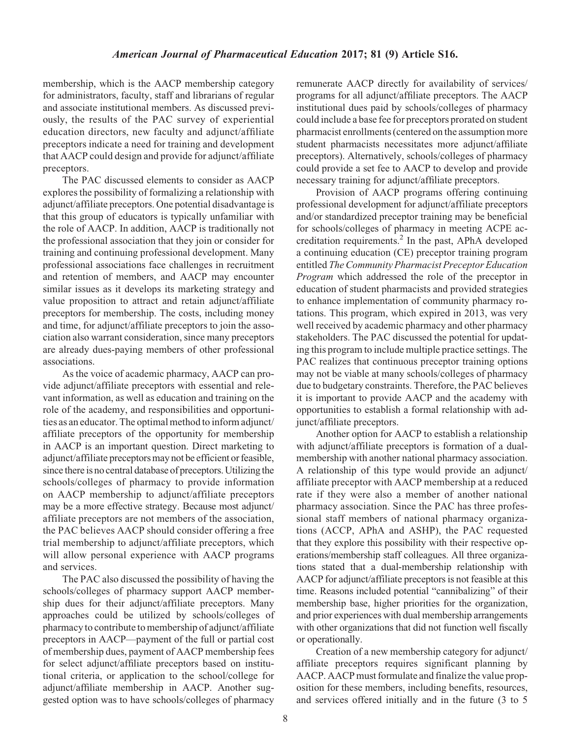membership, which is the AACP membership category for administrators, faculty, staff and librarians of regular and associate institutional members. As discussed previously, the results of the PAC survey of experiential education directors, new faculty and adjunct/affiliate preceptors indicate a need for training and development that AACP could design and provide for adjunct/affiliate preceptors.

The PAC discussed elements to consider as AACP explores the possibility of formalizing a relationship with adjunct/affiliate preceptors. One potential disadvantage is that this group of educators is typically unfamiliar with the role of AACP. In addition, AACP is traditionally not the professional association that they join or consider for training and continuing professional development. Many professional associations face challenges in recruitment and retention of members, and AACP may encounter similar issues as it develops its marketing strategy and value proposition to attract and retain adjunct/affiliate preceptors for membership. The costs, including money and time, for adjunct/affiliate preceptors to join the association also warrant consideration, since many preceptors are already dues-paying members of other professional associations.

As the voice of academic pharmacy, AACP can provide adjunct/affiliate preceptors with essential and relevant information, as well as education and training on the role of the academy, and responsibilities and opportunities as an educator. The optimal method to inform adjunct/affiliate preceptors of the opportunity for membership in AACP is an important question. Direct marketing to adjunct/affiliate preceptors may not be efficient or feasible, since there is no central database of preceptors. Utilizing the schools/colleges of pharmacy to provide information on AACP membership to adjunct/affiliate preceptors may be a more effective strategy. Because most adjunct/affiliate preceptors are not members of the association, the PAC believes AACP should consider offering a free trial membership to adjunct/affiliate preceptors, which will allow personal experience with AACP programs and services.

The PAC also discussed the possibility of having the schools/colleges of pharmacy support AACP membership dues for their adjunct/affiliate preceptors. Many approaches could be utilized by schools/colleges of pharmacy to contribute to membership of adjunct/affiliate preceptors in AACP—payment of the full or partial cost of membership dues, payment of AACP membership fees for select adjunct/affiliate preceptors based on institutional criteria, or application to the school/college for adjunct/affiliate membership in AACP. Another suggested option was to have schools/colleges of pharmacy remunerate AACP directly for availability of services/programs for all adjunct/affiliate preceptors. The AACP institutional dues paid by schools/colleges of pharmacy could include a base fee for preceptors prorated on student pharmacist enrollments (centered on the assumption more student pharmacists necessitates more adjunct/affiliate preceptors). Alternatively, schools/colleges of pharmacy could provide a set fee to AACP to develop and provide necessary training for adjunct/affiliate preceptors.

Provision of AACP programs offering continuing professional development for adjunct/affiliate preceptors and/or standardized preceptor training may be beneficial for schools/colleges of pharmacy in meeting ACPE accreditation requirements.[2] In the past, APhA developed a continuing education (CE) preceptor training program entitled *The Community Pharmacist Preceptor Education Program* which addressed the role of the preceptor in education of student pharmacists and provided strategies to enhance implementation of community pharmacy rotations. This program, which expired in 2013, was very well received by academic pharmacy and other pharmacy stakeholders. The PAC discussed the potential for updating this program to include multiple practice settings. The PAC realizes that continuous preceptor training options may not be viable at many schools/colleges of pharmacy due to budgetary constraints. Therefore, the PAC believes it is important to provide AACP and the academy with opportunities to establish a formal relationship with adjunct/affiliate preceptors.

Another option for AACP to establish a relationship with adjunct/affiliate preceptors is formation of a dual-membership with another national pharmacy association. A relationship of this type would provide an adjunct/affiliate preceptor with AACP membership at a reduced rate if they were also a member of another national pharmacy association. Since the PAC has three professional staff members of national pharmacy organizations (ACCP, APhA and ASHP), the PAC requested that they explore this possibility with their respective operations/membership staff colleagues. All three organizations stated that a dual-membership relationship with AACP for adjunct/affiliate preceptors is not feasible at this time. Reasons included potential "cannibalizing" of their membership base, higher priorities for the organization, and prior experiences with dual membership arrangements with other organizations that did not function well fiscally or operationally.

Creation of a new membership category for adjunct/affiliate preceptors requires significant planning by AACP. AACP must formulate and finalize the value proposition for these members, including benefits, resources, and services offered initially and in the future (3 to 5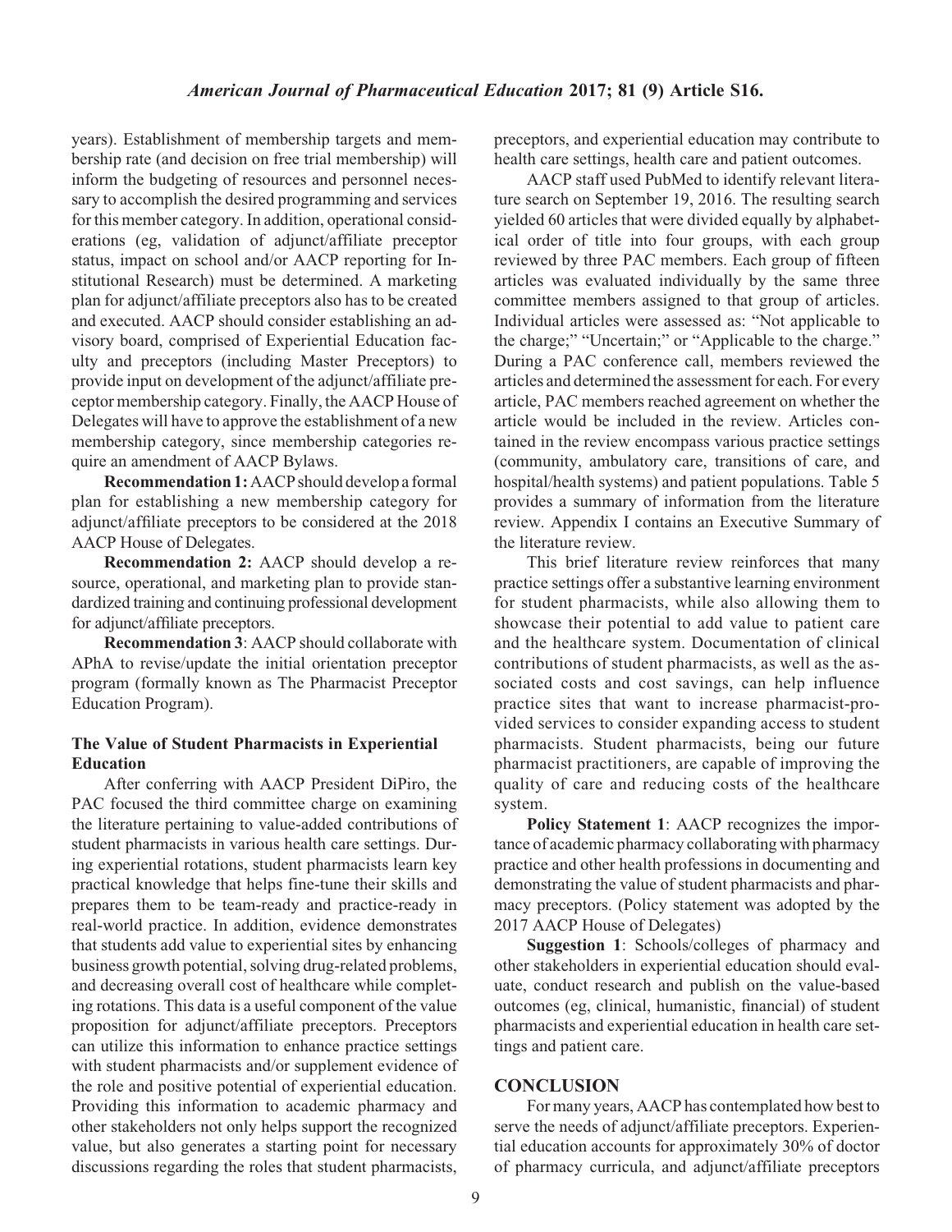years). Establishment of membership targets and membership rate (and decision on free trial membership) will inform the budgeting of resources and personnel necessary to accomplish the desired programming and services for this member category. In addition, operational considerations (eg, validation of adjunct/affiliate preceptor status, impact on school and/or AACP reporting for Institutional Research) must be determined. A marketing plan for adjunct/affiliate preceptors also has to be created and executed. AACP should consider establishing an advisory board, comprised of Experiential Education faculty and preceptors (including Master Preceptors) to provide input on development of the adjunct/affiliate preceptor membership category. Finally, the AACP House of Delegates will have to approve the establishment of a new membership category, since membership categories require an amendment of AACP Bylaws.

**Recommendation 1:** AACP should develop a formal plan for establishing a new membership category for adjunct/affiliate preceptors to be considered at the 2018 AACP House of Delegates.

**Recommendation 2:** AACP should develop a resource, operational, and marketing plan to provide standardized training and continuing professional development for adjunct/affiliate preceptors.

**Recommendation 3**: AACP should collaborate with APhA to revise/update the initial orientation preceptor program (formally known as The Pharmacist Preceptor Education Program).

### The Value of Student Pharmacists in Experiential Education

After conferring with AACP President DiPiro, the PAC focused the third committee charge on examining the literature pertaining to value-added contributions of student pharmacists in various health care settings. During experiential rotations, student pharmacists learn key practical knowledge that helps fine-tune their skills and prepares them to be team-ready and practice-ready in real-world practice. In addition, evidence demonstrates that students add value to experiential sites by enhancing business growth potential, solving drug-related problems, and decreasing overall cost of healthcare while completing rotations. This data is a useful component of the value proposition for adjunct/affiliate preceptors. Preceptors can utilize this information to enhance practice settings with student pharmacists and/or supplement evidence of the role and positive potential of experiential education. Providing this information to academic pharmacy and other stakeholders not only helps support the recognized value, but also generates a starting point for necessary discussions regarding the roles that student pharmacists, preceptors, and experiential education may contribute to health care settings, health care and patient outcomes.

AACP staff used PubMed to identify relevant literature search on September 19, 2016. The resulting search yielded 60 articles that were divided equally by alphabetical order of title into four groups, with each group reviewed by three PAC members. Each group of fifteen articles was evaluated individually by the same three committee members assigned to that group of articles. Individual articles were assessed as: "Not applicable to the charge;" "Uncertain;" or "Applicable to the charge." During a PAC conference call, members reviewed the articles and determined the assessment for each. For every article, PAC members reached agreement on whether the article would be included in the review. Articles contained in the review encompass various practice settings (community, ambulatory care, transitions of care, and hospital/health systems) and patient populations. Table 5 provides a summary of information from the literature review. Appendix I contains an Executive Summary of the literature review.

This brief literature review reinforces that many practice settings offer a substantive learning environment for student pharmacists, while also allowing them to showcase their potential to add value to patient care and the healthcare system. Documentation of clinical contributions of student pharmacists, as well as the associated costs and cost savings, can help influence practice sites that want to increase pharmacist-provided services to consider expanding access to student pharmacists. Student pharmacists, being our future pharmacist practitioners, are capable of improving the quality of care and reducing costs of the healthcare system.

**Policy Statement 1**: AACP recognizes the importance of academic pharmacy collaborating with pharmacy practice and other health professions in documenting and demonstrating the value of student pharmacists and pharmacy preceptors. (Policy statement was adopted by the 2017 AACP House of Delegates)

**Suggestion 1**: Schools/colleges of pharmacy and other stakeholders in experiential education should evaluate, conduct research and publish on the value-based outcomes (eg, clinical, humanistic, financial) of student pharmacists and experiential education in health care settings and patient care.

## CONCLUSION

For many years, AACP has contemplated how best to serve the needs of adjunct/affiliate preceptors. Experiential education accounts for approximately 30% of doctor of pharmacy curricula, and adjunct/affiliate preceptors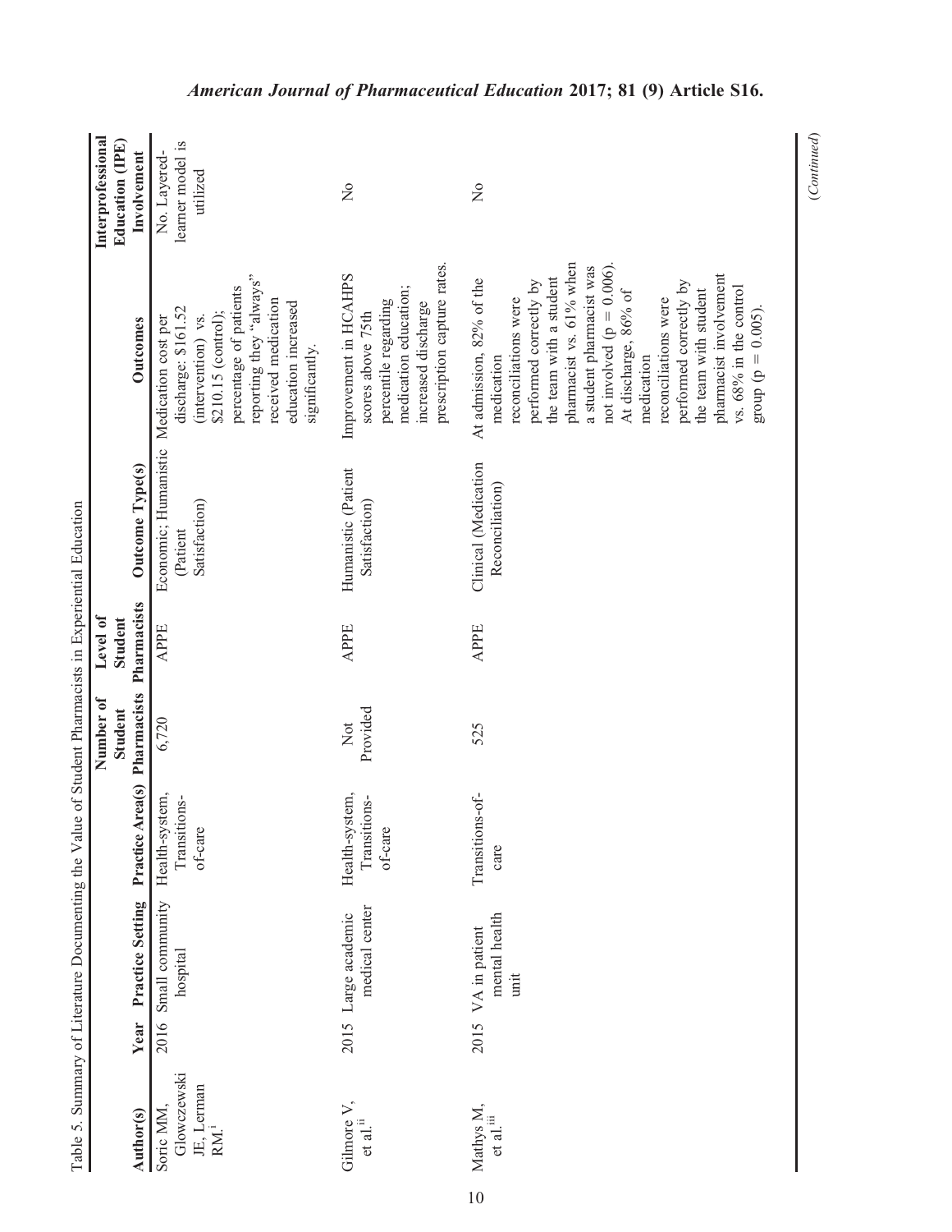Table 5. Summary of Literature Documenting the Value of Student Pharmacists in Experiential Education

| Author(s) | Year | Practice Setting | Practice Area(s) | Number of Student Pharmacists | Level of Student Pharmacists | Outcome Type(s) | Outcomes | Interprofessional Education (IPE) Involvement |
|---|---|---|---|---|---|---|---|---|
| Soric MM, Glowczewski JE, Lerman RM.[i] | 2016 | Small community hospital | Health-system, Transitions-of-care | 6,720 | APPE | Economic; Humanistic (Patient Satisfaction) | Medication cost per discharge: $161.52 (intervention) vs. $210.15 (control); percentage of patients reporting they "always" received medication education increased significantly. | No. Layered-learner model is utilized |
| Gilmore V, et al.[ii] | 2015 | Large academic medical center | Health-system, Transitions-of-care | Not Provided | APPE | Humanistic (Patient Satisfaction) | Improvement in HCAHPS scores above 75th percentile regarding medication education; increased discharge prescription capture rates. | No |
| Mathys M, et al.[iii] | 2015 | VA in patient mental health unit | Transitions-of-care | 525 | APPE | Clinical (Medication Reconciliation) | At admission, 82% of the medication reconciliations were performed correctly by the team with a student pharmacist vs. 61% when a student pharmacist was not involved ($p = 0.006$). At discharge, 86% of medication reconciliations were performed correctly by the team with student pharmacist involvement vs. 68% in the control group ($p = 0.005$). | No |

(Continued)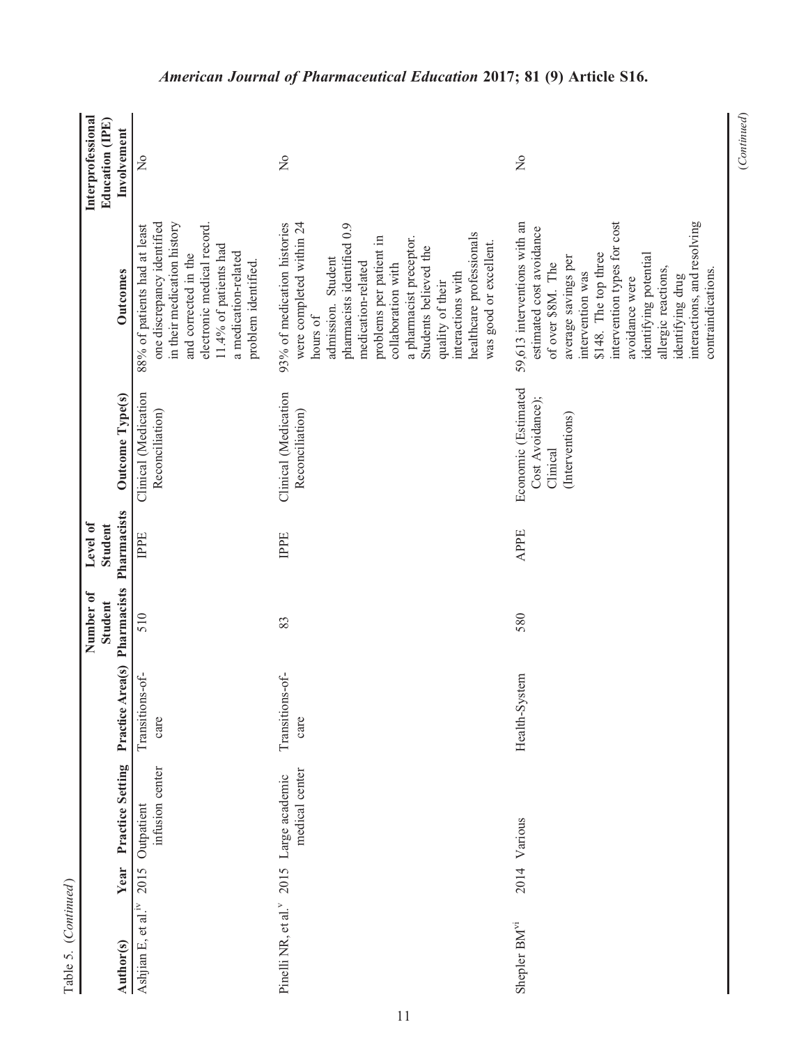Table 5. (*Continued*)

| Author(s) | Year | Practice Setting | Practice Area(s) | Number of Student Pharmacists | Level of Student Pharmacists | Outcome Type(s) | Outcomes | Interprofessional Education (IPE) Involvement |
|---|---|---|---|---|---|---|---|---|
| Ashjian E, et al.[iv] | 2015 | Outpatient infusion center | Transitions-of-care | 510 | IPPE | Clinical (Medication Reconciliation) | 88% of patients had at least one discrepancy identified in their medication history and corrected in the electronic medical record. 11.4% of patients had a medication-related problem identified. | No |
| Pinelli NR, et al.[v] | 2015 | Large academic medical center | Transitions-of-care | 83 | IPPE | Clinical (Medication Reconciliation) | 93% of medication histories were completed within 24 hours of admission. Student pharmacists identified 0.9 medication-related problems per patient in collaboration with a pharmacist preceptor. Students believed the quality of their interactions with healthcare professionals was good or excellent. | No |
| Shepler BM[vi] | 2014 | Various | Health-System | 580 | APPE | Economic (Estimated Cost Avoidance); Clinical (Interventions) | 59,613 interventions with an estimated cost avoidance of over $8M. The average savings per intervention was $148. The top three intervention types for cost avoidance were identifying potential allergic reactions, identifying drug interactions, and resolving contraindications. | No |

(*Continued*)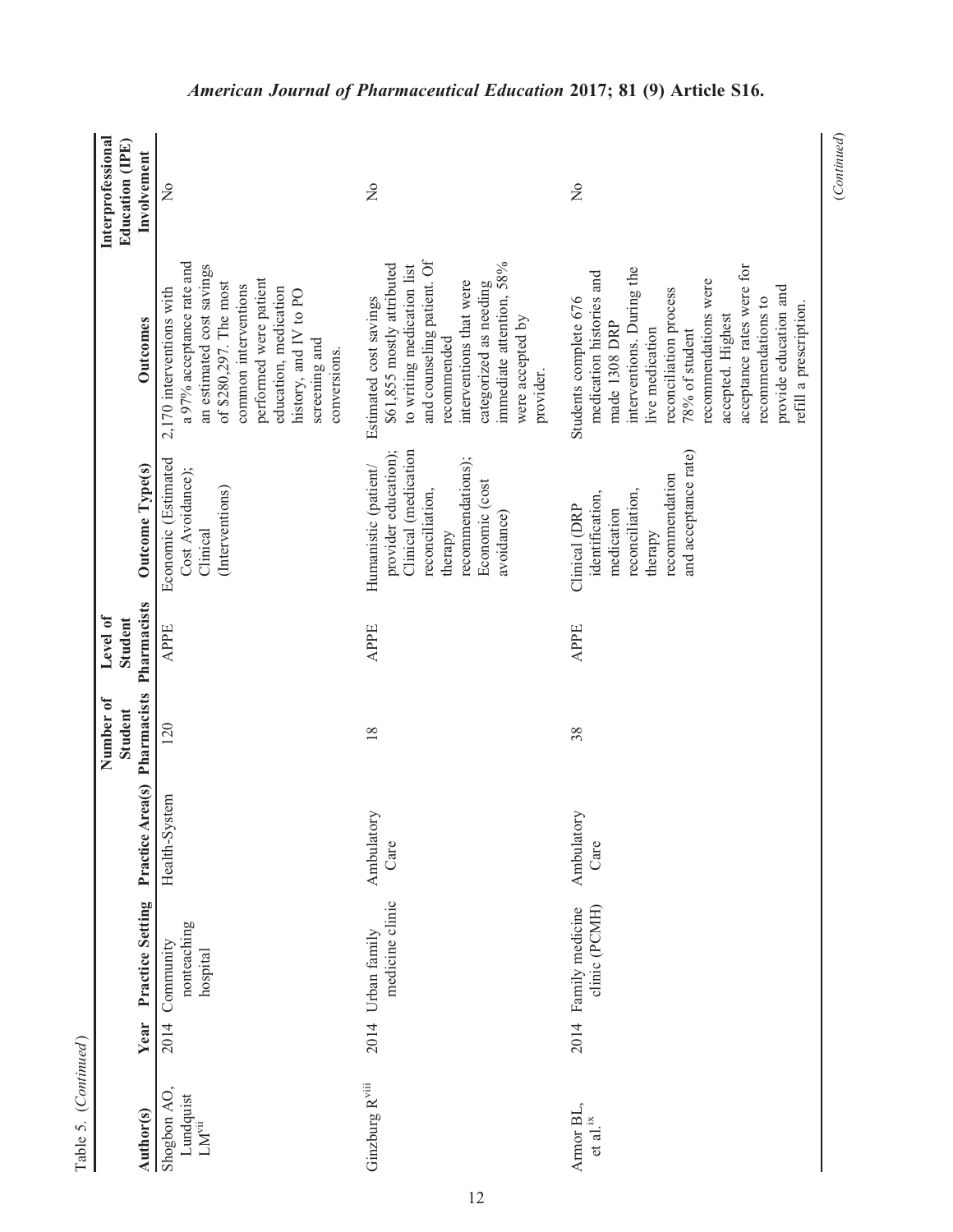Table 5. (*Continued*)

| Author(s) | Year | Practice Setting | Practice Area(s) | Number of Student Pharmacists | Level of Student Pharmacists | Outcome Type(s) | Outcomes | Interprofessional Education (IPE) Involvement |
|---|---|---|---|---|---|---|---|---|
| Shogbon AO, Lundquist LM[vii] | 2014 | Community nonteaching hospital | Health-System | 120 | APPE | Economic (Estimated Cost Avoidance); Clinical (Interventions) | 2,170 interventions with a 97% acceptance rate and an estimated cost savings of $280,297. The most common interventions performed were patient education, medication history, and IV to PO screening and conversions. | No |
| Ginzburg R[viii] | 2014 | Urban family medicine clinic | Ambulatory Care | 18 | APPE | Humanistic (patient/provider education); Clinical (medication reconciliation, therapy recommendations); Economic (cost avoidance) | Estimated cost savings $61,855 mostly attributed to writing medication list and counseling patient. Of recommended interventions that were categorized as needing immediate attention, 58% were accepted by provider. | No |
| Armor BL, et al.[ix] | 2014 | Family medicine clinic (PCMH) | Ambulatory Care | 38 | APPE | Clinical (DRP identification, medication reconciliation, therapy recommendation and acceptance rate) | Students complete 676 medication histories and made 1308 DRP interventions. During the live medication reconciliation process 78% of student recommendations were accepted. Highest acceptance rates were for recommendations to provide education and refill a prescription. | No |

(*Continued*)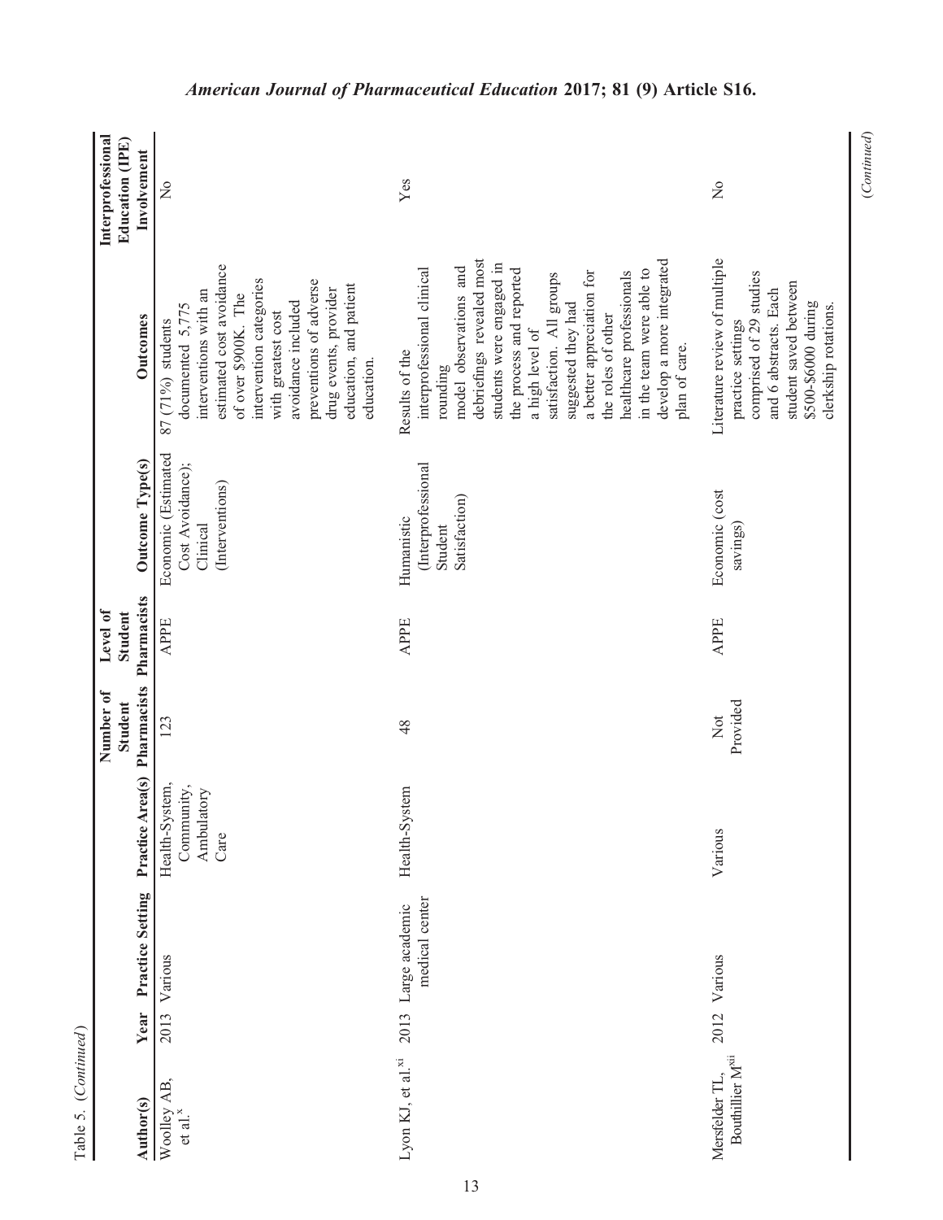Table 5. (*Continued*)

| Author(s) | Year | Practice Setting | Practice Area(s) | Number of Student Pharmacists | Level of Student Pharmacists | Outcome Type(s) | Outcomes | Interprofessional Education (IPE) Involvement |
|---|---|---|---|---|---|---|---|---|
| Woolley AB, et al.[x] | 2013 | Various | Health-System, Community, Ambulatory Care | 123 | APPE | Economic (Estimated Cost Avoidance); Clinical (Interventions) | 87 (71%) students documented 5,775 interventions with an estimated cost avoidance of over $900K. The intervention categories with greatest cost avoidance included preventions of adverse drug events, provider education, and patient education. | No |
| Lyon KJ, et al.[xi] | 2013 | Large academic medical center | Health-System | 48 | APPE | Humanistic (Interprofessional Student Satisfaction) | Results of the interprofessional clinical rounding model observations and debriefings revealed most students were engaged in the process and reported a high level of satisfaction. All groups suggested they had a better appreciation for the roles of other healthcare professionals in the team were able to develop a more integrated plan of care. | Yes |
| Mersfelder TL, Bouthillier M[xii] | 2012 | Various | Various | Not Provided | APPE | Economic (cost savings) | Literature review of multiple practice settings comprised of 29 studies and 6 abstracts. Each student saved between $500-$6000 during clerkship rotations. | No |

(*Continued*)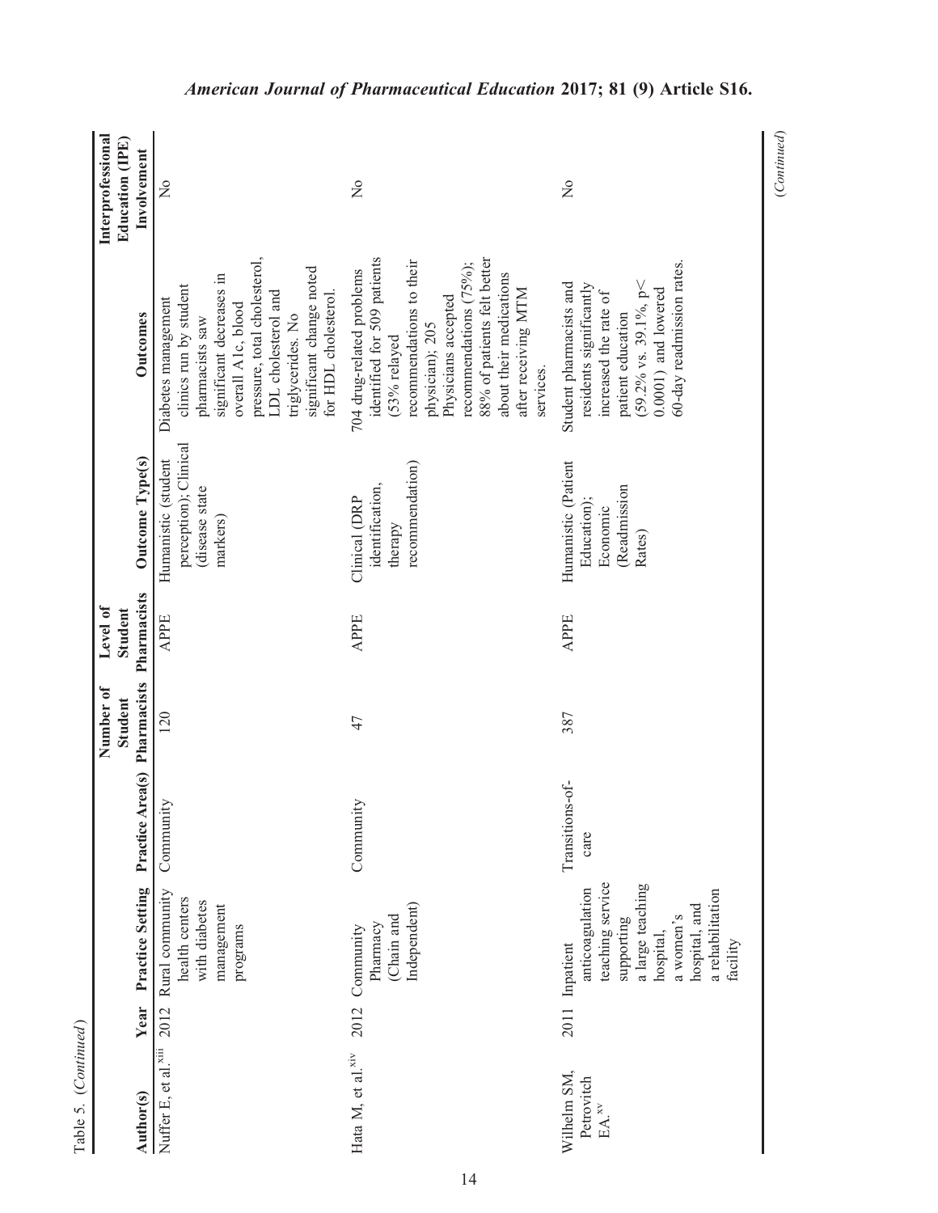Table 5. (*Continued*)

| Author(s) | Year | Practice Setting | Practice Area(s) | Number of Student Pharmacists | Level of Student Pharmacists | Outcome Type(s) | Outcomes | Interprofessional Education (IPE) Involvement |
|---|---|---|---|---|---|---|---|---|
| Nuffer E, et al.[xiii] | 2012 | Rural community health centers with diabetes management programs | Community | 120 | APPE | Humanistic (student perception); Clinical (disease state markers) | Diabetes management clinics run by student pharmacists saw significant decreases in overall A1c, blood pressure, total cholesterol, LDL cholesterol and triglycerides. No significant change noted for HDL cholesterol. | No |
| Hata M, et al.[xiv] | 2012 | Community Pharmacy (Chain and Independent) | Community | 47 | APPE | Clinical (DRP identification, therapy recommendation) | 704 drug-related problems identified for 509 patients (53% relayed recommendations to their physician); 205 Physicians accepted recommendations (75%); 88% of patients felt better about their medications after receiving MTM services. | No |
| Wilhelm SM, Petrovitch EA.[xv] | 2011 | Inpatient anticoagulation teaching service supporting a large teaching hospital, a women's hospital, and a rehabilitation facility | Transitions-of-care | 387 | APPE | Humanistic (Patient Education); Economic (Readmission Rates) | Student pharmacists and residents significantly increased the rate of patient education (59.2% vs. 39.1%, $p < 0.0001$) and lowered 60-day readmission rates. | No |

(*Continued*)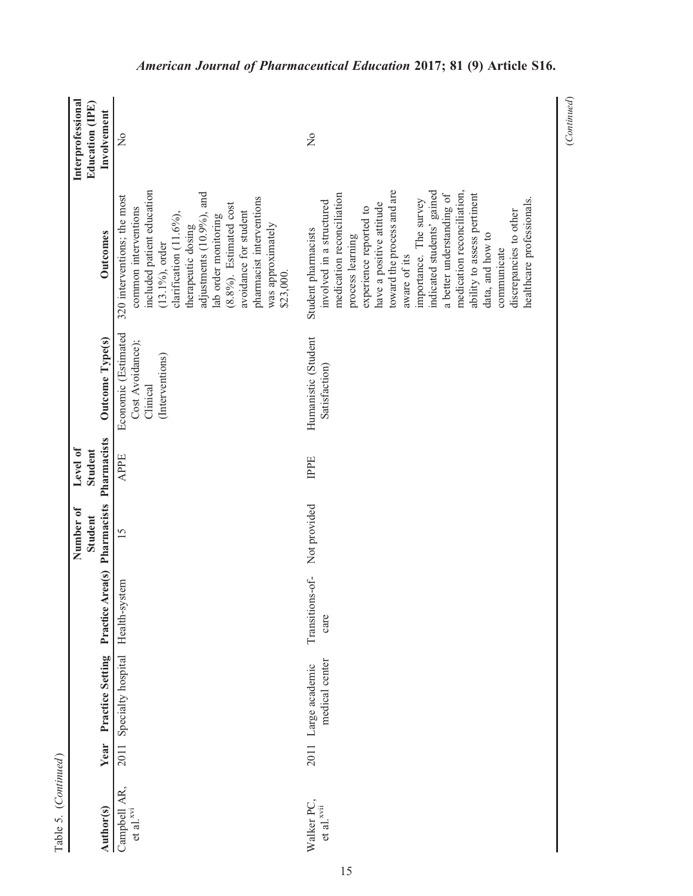Table 5. (*Continued*)

| Author(s) | Year | Practice Setting | Practice Area(s) | Number of Student Pharmacists | Level of Student Pharmacists | Outcome Type(s) | Outcomes | Interprofessional Education (IPE) Involvement |
|---|---|---|---|---|---|---|---|---|
| Campbell AR, et al.[xvi] | 2011 | Specialty hospital | Health-system | 15 | APPE | Economic (Estimated Cost Avoidance); Clinical (Interventions) | 320 interventions; the most common interventions included patient education (13.1%), order clarification (11.6%), therapeutic dosing adjustments (10.9%), and lab order monitoring (8.8%). Estimated cost avoidance for student pharmacist interventions was approximately $23,000. | No |
| Walker PC, et al.[xvii] | 2011 | Large academic medical center | Transitions-of-care | Not provided | IPPE | Humanistic (Student Satisfaction) | Student pharmacists involved in a structured medication reconciliation process learning experience reported to have a positive attitude toward the process and are aware of its importance. The survey indicated students' gained a better understanding of medication reconciliation, ability to assess pertinent data, and how to communicate discrepancies to other healthcare professionals. | No |

(*Continued*)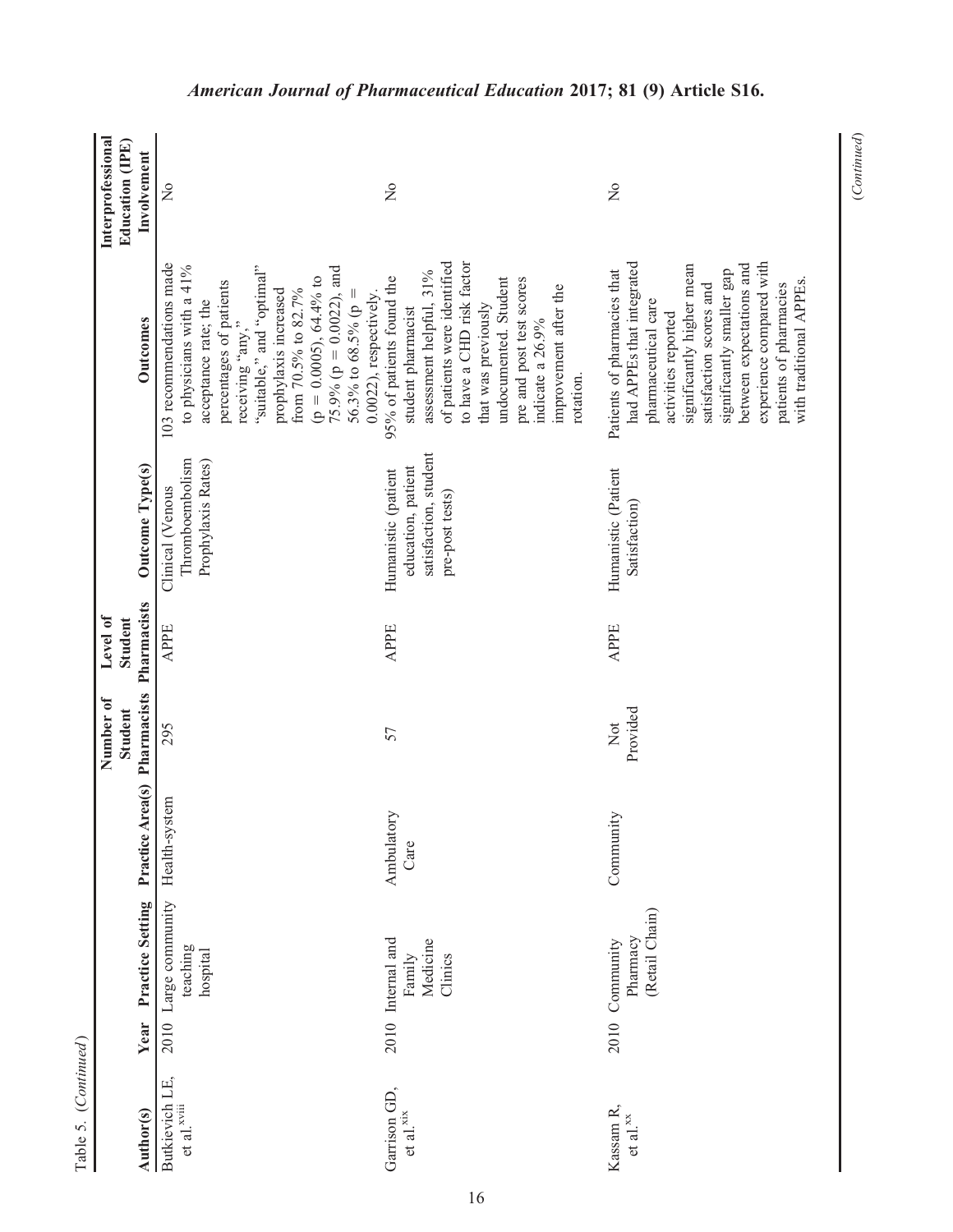Table 5. (*Continued*)

| Author(s) | Year | Practice Setting | Practice Area(s) | Number of Student Pharmacists | Level of Student Pharmacists | Outcome Type(s) | Outcomes | Interprofessional Education (IPE) Involvement |
|---|---|---|---|---|---|---|---|---|
| Butkievich LE, et al.[xviii] | 2010 | Large community teaching hospital | Health-system | 295 | APPE | Clinical (Venous Thromboembolism Prophylaxis Rates) | 103 recommendations made to physicians with a 41% acceptance rate; the percentages of patients receiving "any," "suitable," and "optimal" prophylaxis increased from 70.5% to 82.7% ($p = 0.0005$), 64.4% to 75.9% ($p = 0.0022$), and 56.3% to 68.5% ($p = 0.0022$), respectively. | No |
| Garrison GD, et al.[xix] | 2010 | Internal and Family Medicine Clinics | Ambulatory Care | 57 | APPE | Humanistic (patient education, patient satisfaction, student pre-post tests) | 95% of patients found the student pharmacist assessment helpful, 31% of patients were identified to have a CHD risk factor that was previously undocumented. Student pre and post test scores indicate a 26.9% improvement after the rotation. | No |
| Kassam R, et al.[xx] | 2010 | Community Pharmacy (Retail Chain) | Community | Not Provided | APPE | Humanistic (Patient Satisfaction) | Patients of pharmacies that had APPEs that integrated pharmaceutical care activities reported significantly higher mean satisfaction scores and significantly smaller gap between expectations and experience compared with patients of pharmacies with traditional APPEs. | No |

(*Continued*)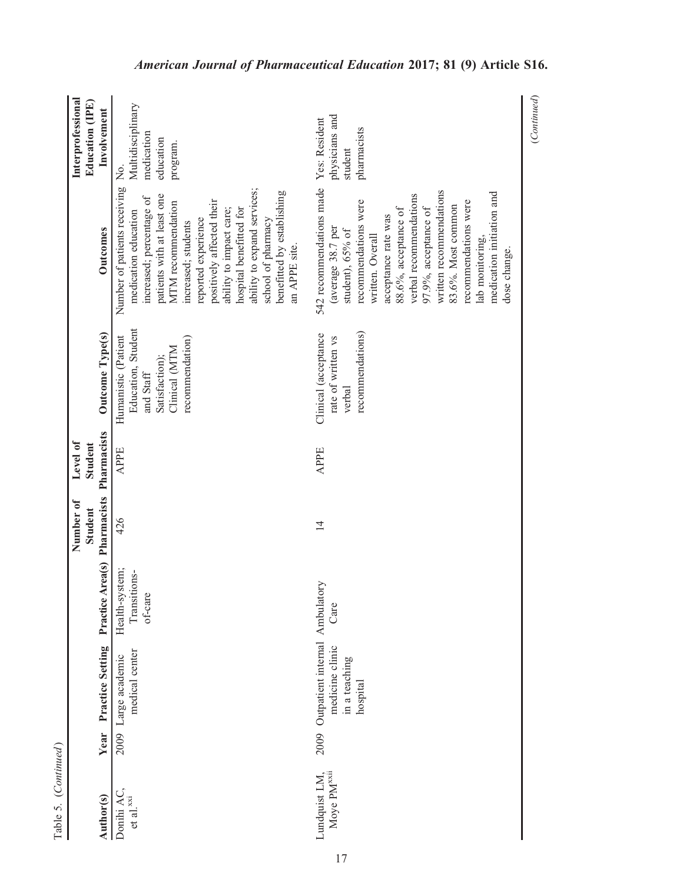Table 5. (*Continued*)

| Author(s) | Year | Practice Setting | Practice Area(s) | Number of Student Pharmacists | Level of Student Pharmacists | Outcome Type(s) | Outcomes | Interprofessional Education (IPE) Involvement |
|---|---|---|---|---|---|---|---|---|
| Donihi AC, et al.[xxi] | 2009 | Large academic medical center | Health-system; Transitions-of-care | 426 | APPE | Humanistic (Patient Education, Student and Staff Satisfaction); Clinical (MTM recommendation) | Number of patients receiving medication education increased; percentage of patients with at least one MTM recommendation increased; students reported experience positively affected their ability to impact care; hospital benefitted for ability to expand services; school of pharmacy benefitted by establishing an APPE site. | No. Multidisciplinary medication education program. |
| Lundquist LM, Moye PM[xxii] | 2009 | Outpatient internal medicine clinic in a teaching hospital | Ambulatory Care | 14 | APPE | Clinical (acceptance rate of written vs verbal recommendations) | 542 recommendations made (average 38.7 per student), 65% of recommendations were written. Overall acceptance rate was 88.6%, acceptance of verbal recommendations 97.9%, acceptance of written recommendations 83.6%. Most common recommendations were lab monitoring, medication initiation and dose change. | Yes: Resident physicians and student pharmacists |

(*Continued*)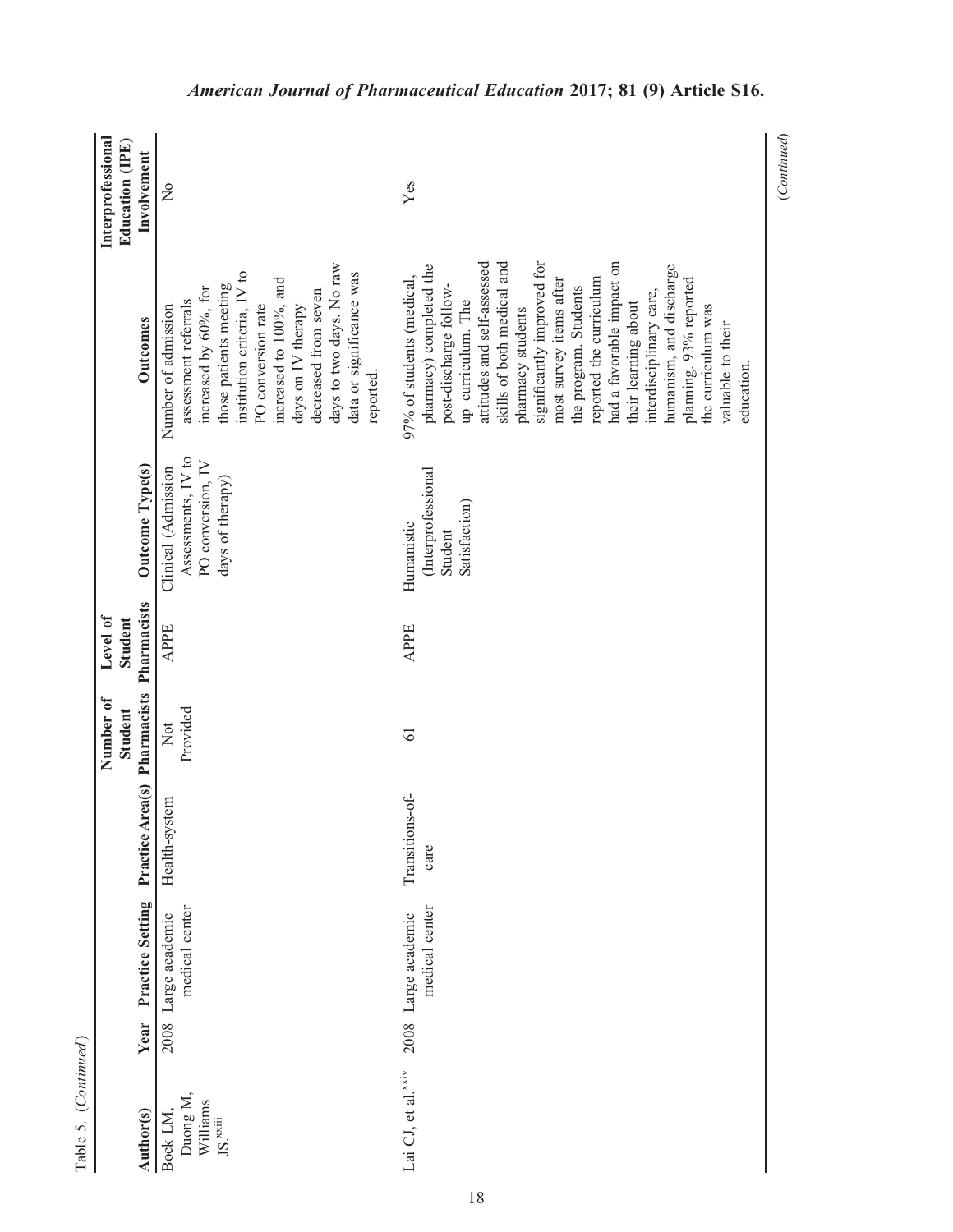Table 5. (Continued)

| Author(s) | Year | Practice Setting | Practice Area(s) | Number of Student Pharmacists | Level of Student Pharmacists | Outcome Type(s) | Outcomes | Interprofessional Education (IPE) Involvement |
|---|---|---|---|---|---|---|---|---|
| Bock LM, Duong M, Williams JS.[xxiii] | 2008 | Large academic medical center | Health-system | Not Provided | APPE | Clinical (Admission Assessments, IV to PO conversion, IV days of therapy) | Number of admission assessment referrals increased by 60%, for those patients meeting institution criteria, IV to PO conversion rate increased to 100%, and days on IV therapy decreased from seven days to two days. No raw data or significance was reported. | No |
| Lai CJ, et al.[xxiv] | 2008 | Large academic medical center | Transitions-of-care | 61 | APPE | Humanistic (Interprofessional Student Satisfaction) | 97% of students (medical, pharmacy) completed the post-discharge follow-up curriculum. The attitudes and self-assessed skills of both medical and pharmacy students significantly improved for most survey items after the program. Students reported the curriculum had a favorable impact on their learning about interdisciplinary care, humanism, and discharge planning. 93% reported the curriculum was valuable to their education. | Yes |

(Continued)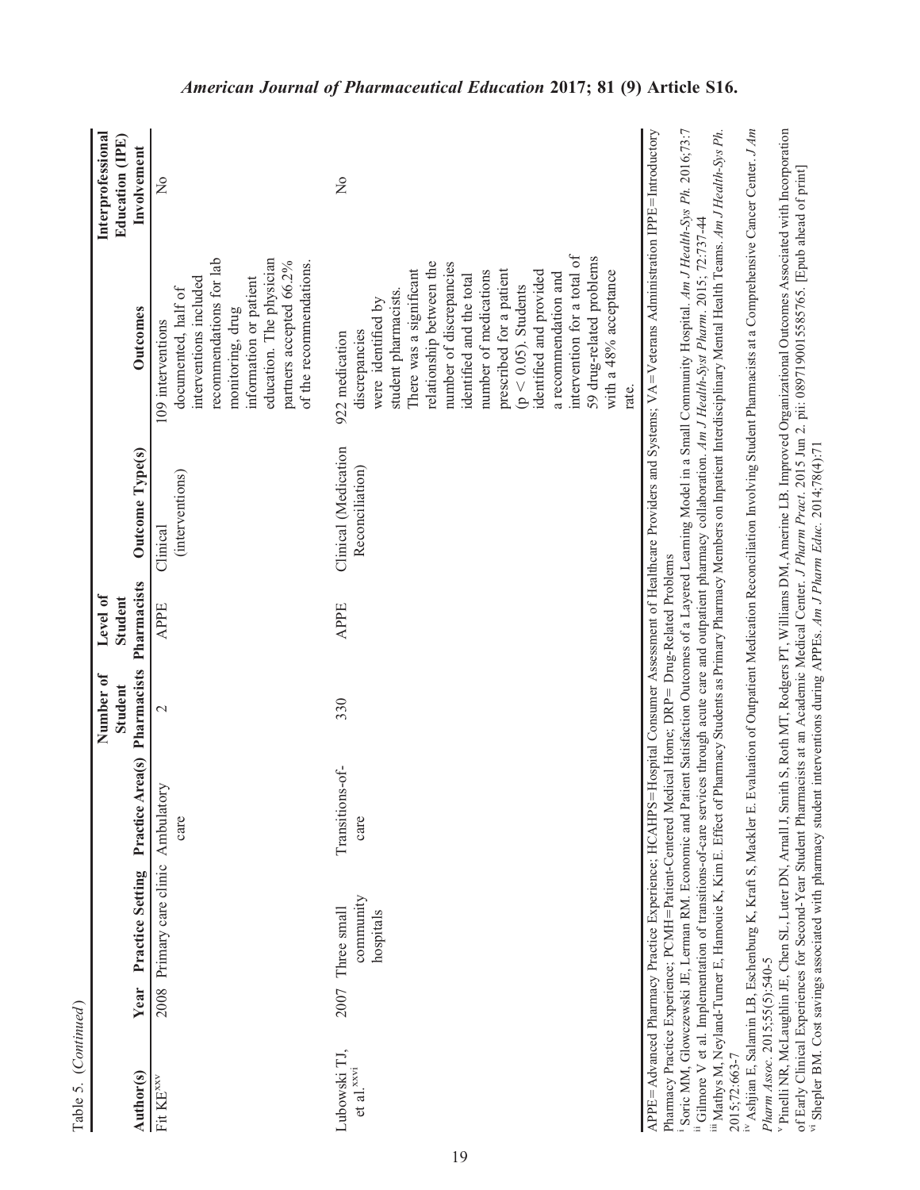Table 5. (*Continued*)

| Author(s) | Year | Practice Setting | Practice Area(s) | Number of Student Pharmacists | Level of Student Pharmacists | Outcome Type(s) | Outcomes | Interprofessional Education (IPE) Involvement |
|---|---|---|---|---|---|---|---|---|
| Fit KE[xxv] | 2008 | Primary care clinic | Ambulatory care | 2 | APPE | Clinical (interventions) | 109 interventions documented, half of interventions included recommendations for lab monitoring, drug information or patient education. The physician partners accepted 66.2% of the recommendations. | No |
| Lubowski TJ, et al.[xxvi] | 2007 | Three small community hospitals | Transitions-of-care | 330 | APPE | Clinical (Medication Reconciliation) | 922 medication discrepancies were identified by student pharmacists. There was a significant relationship between the number of discrepancies identified and the total number of medications prescribed for a patient ($p < 0.05$). Students identified and provided a recommendation and intervention for a total of 59 drug-related problems with a 48% acceptance rate. | No |

APPE=Advanced Pharmacy Practice Experience; HCAHPS=Hospital Consumer Assessment of Healthcare Providers and Systems; VA=Veterans Administration IPPE=Introductory Pharmacy Practice Experience; PCMH=Patient-Centered Medical Home; DRP= Drug-Related Problems

[i] Soric MM, Glowczewski JE, Lerman RM. Economic and Patient Satisfaction Outcomes of a Layered Learning Model in a Small Community Hospital. *Am J Health-Sys Ph.* 2016;73:7

[ii] Gilmore V et al. Implementation of transitions-of-care services through acute care and outpatient pharmacy collaboration. *Am J Health-Syst Pharm.* 2015; 72:737-44

[iii] Mathys M, Neyland-Turner E, Hamouie K, Kim E. Effect of Pharmacy Students as Primary Pharmacy Members on Inpatient Interdisciplinary Mental Health Teams. *Am J Health-Sys Ph.* 2015;72:663-7

[iv] Ashjian E, Salamin LB, Eschenburg K, Kraft S, Mackler E. Evaluation of Outpatient Medication Reconciliation Involving Student Pharmacists at a Comprehensive Cancer Center. *J Am Pharm Assoc.* 2015;55(5):540-5

[v] Pinelli NR, McLaughlin JE, Chen SL, Luter DN, Arnall J, Smith S, Roth MT, Rodgers PT, Williams DM, Amerine LB. Improved Organizational Outcomes Associated with Incorporation of Early Clinical Experiences for Second-Year Student Pharmacists at an Academic Medical Center. *J Pharm Pract.* 2015 Jun 2. pii: 0897190015585765. [Epub ahead of print]

[vi] Shepler BM. Cost savings associated with pharmacy student interventions during APPEs. *Am J Pharm Educ.* 2014;78(4):71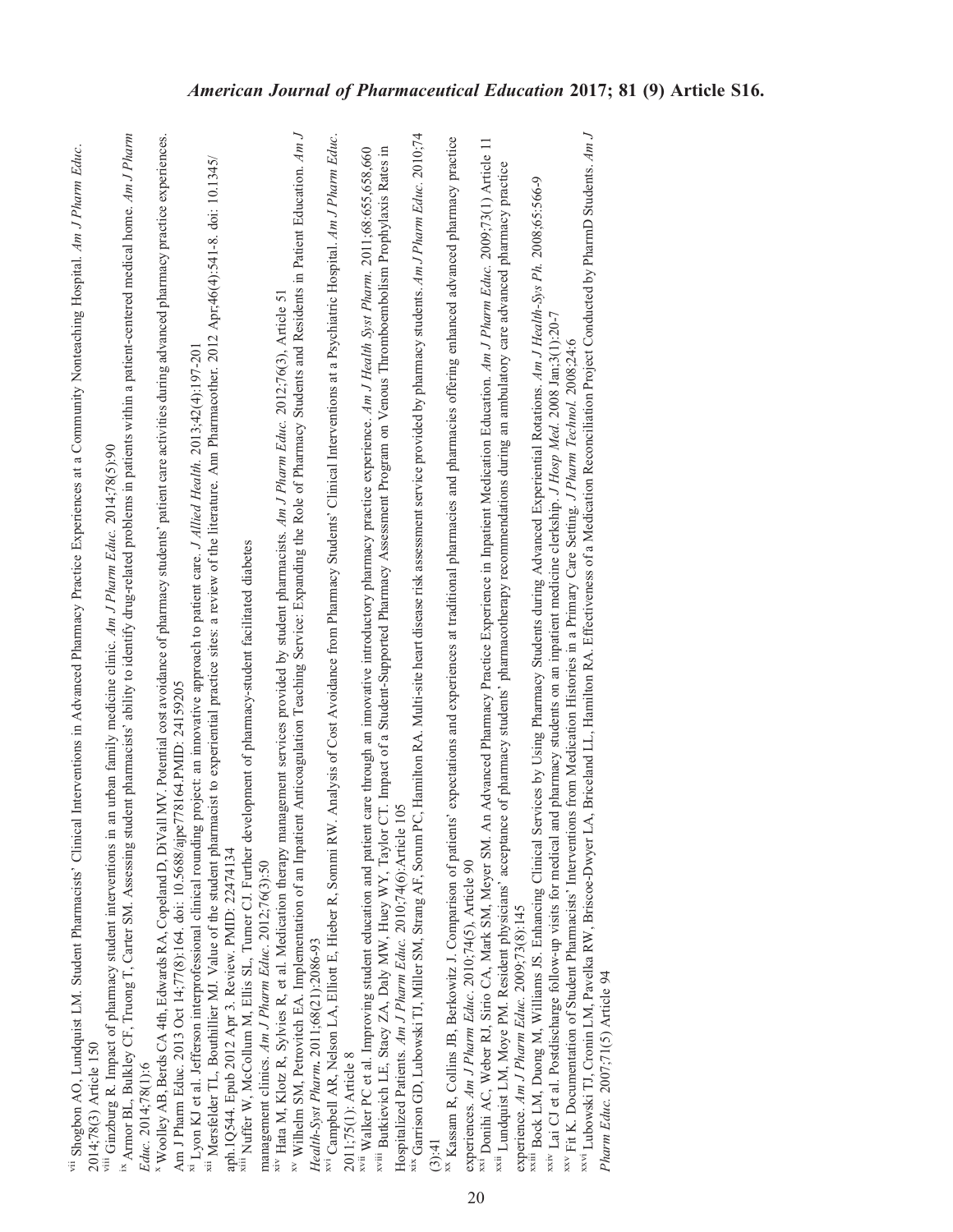[vii] Shogbon AO, Lundquist LM. Student Pharmacists' Clinical Interventions in Advanced Pharmacy Practice Experiences at a Community Nonteaching Hospital. *Am J Pharm Educ*. 2014;78(3) Article 150

[viii] Ginzburg R. Impact of pharmacy student interventions in an urban family medicine clinic. *Am J Pharm Educ*. 2014;78(5):90

[ix] Armor BL, Bulkley CF, Truong T, Carter SM. Assessing student pharmacists' ability to identify drug-related problems in patients within a patient-centered medical home. *Am J Pharm Educ*. 2014;78(1):6

[x] Woolley AB, Berds CA 4th, Edwards RA, Copeland D, DiVall MV. Potential cost avoidance of pharmacy students' patient care activities during advanced pharmacy practice experiences. Am J Pharm Educ. 2013 Oct 14;77(8):164. doi: 10.5688/ajpe778164.PMID: 24159205

[xi] Lyon KJ et al. Jefferson interprofessional clinical rounding project: an innovative approach to patient care. *J Allied Health*. 2013;42(4):197-201

[xii] Mersfelder TL, Bouthillier MJ. Value of the student pharmacist to experiential practice sites: a review of the literature. Ann Pharmacother. 2012 Apr;46(4):541-8. doi: 10.1345/aph.1Q544. Epub 2012 Apr 3. Review. PMID: 22474134

[xiii] Nuffer W, McCollum M, Ellis SL, Turner CJ. Further development of pharmacy-student facilitated diabetes management clinics. *Am J Pharm Educ*. 2012;76(3):50

[xiv] Hata M, Klotz R, Sylvies R, et al. Medication therapy management services provided by student pharmacists. *Am J Pharm Educ*. 2012;76(3), Article 51

[xv] Wilhelm SM, Petrovitch EA. Implementation of an Inpatient Anticoagulation Teaching Service: Expanding the Role of Pharmacy Students and Residents in Patient Education. *Am J Health-Syst Pharm*. 2011;68(21):2086-93

[xvi] Campbell AR, Nelson LA, Elliott E, Hieber R, Sommi RW. Analysis of Cost Avoidance from Pharmacy Students' Clinical Interventions at a Psychiatric Hospital. *Am J Pharm Educ*. 2011;75(1): Article 8

[xvii] Walker PC et al. Improving student education and patient care through an innovative introductory pharmacy practice experience. *Am J Health Syst Pharm*. 2011;68:655,658,660

[xviii] Butkievich LE, Stacy ZA, Daly MW, Huey WY, Taylor CT. Impact of a Student-Supported Pharmacy Assessment Program on Venous Thromboembolism Prophylaxis Rates in Hospitalized Patients. *Am J Pharm Educ*. 2010;74(6):Article 105

[xix] Garrison GD, Lubowski TJ, Miller SM, Strang AF, Sorum PC, Hamilton RA. Multi-site heart disease risk assessment service provided by pharmacy students. *Am J Pharm Educ*. 2010;74(3):41

[xx] Kassam R, Collins JB, Berkowitz J. Comparison of patients' expectations and experiences at traditional pharmacies and pharmacies offering enhanced advanced pharmacy practice experiences. *Am J Pharm Educ*. 2010;74(5), Article 90

[xxi] Donihi AC, Weber RJ, Sirio CA, Mark SM, Meyer SM. An Advanced Pharmacy Practice Experience in Inpatient Medication Education. *Am J Pharm Educ*. 2009;73(1) Article 11

[xxii] Lundquist LM, Moye PM. Resident physicians' acceptance of pharmacy students' pharmacotherapy recommendations during an ambulatory care advanced pharmacy practice experience. *Am J Pharm Educ*. 2009;73(8):145

[xxiii] Bock LM, Duong M, Williams JS. Enhancing Clinical Services by Using Pharmacy Students during Advanced Experiential Rotations. *Am J Health-Sys Ph*. 2008;65:566-9

[xxiv] Lai CJ et al. Postdischarge follow-up visits for medical and pharmacy students on an inpatient medicine clerkship. *J Hosp Med*. 2008 Jan;3(1):20-7

[xxv] Fit K. Documentation of Student Pharmacists' Interventions from Medication Histories in a Primary Care Setting. *J Pharm Technol*. 2008;24:6

[xxvi] Lubowski TJ, Cronin LM, Pavelka RW, Briscoe-Dwyer LA, Briceland LL, Hamilton RA. Effectiveness of a Medication Reconciliation Project Conducted by PharmD Students. *Am J Pharm Educ*. 2007;71(5) Article 94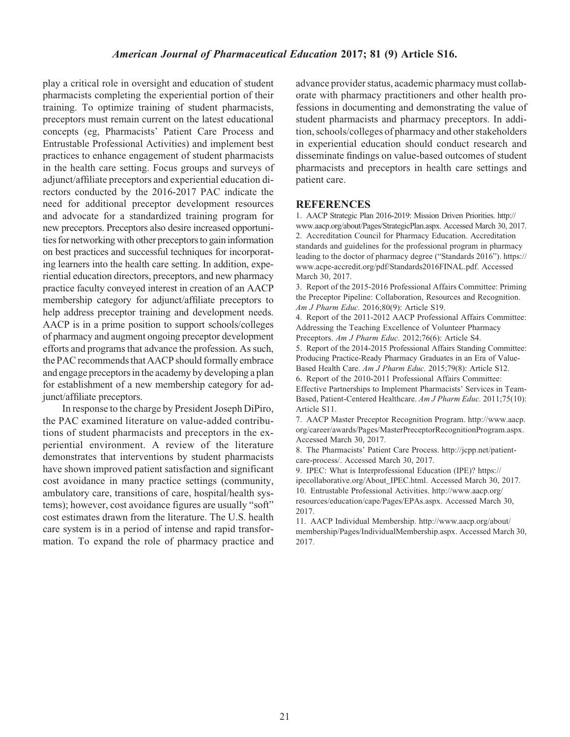play a critical role in oversight and education of student pharmacists completing the experiential portion of their training. To optimize training of student pharmacists, preceptors must remain current on the latest educational concepts (eg, Pharmacists' Patient Care Process and Entrustable Professional Activities) and implement best practices to enhance engagement of student pharmacists in the health care setting. Focus groups and surveys of adjunct/affiliate preceptors and experiential education directors conducted by the 2016-2017 PAC indicate the need for additional preceptor development resources and advocate for a standardized training program for new preceptors. Preceptors also desire increased opportunities for networking with other preceptors to gain information on best practices and successful techniques for incorporating learners into the health care setting. In addition, experiential education directors, preceptors, and new pharmacy practice faculty conveyed interest in creation of an AACP membership category for adjunct/affiliate preceptors to help address preceptor training and development needs. AACP is in a prime position to support schools/colleges of pharmacy and augment ongoing preceptor development efforts and programs that advance the profession. As such, the PAC recommends that AACP should formally embrace and engage preceptors in the academy by developing a plan for establishment of a new membership category for adjunct/affiliate preceptors.

In response to the charge by President Joseph DiPiro, the PAC examined literature on value-added contributions of student pharmacists and preceptors in the experiential environment. A review of the literature demonstrates that interventions by student pharmacists have shown improved patient satisfaction and significant cost avoidance in many practice settings (community, ambulatory care, transitions of care, hospital/health systems); however, cost avoidance figures are usually "soft" cost estimates drawn from the literature. The U.S. health care system is in a period of intense and rapid transformation. To expand the role of pharmacy practice and advance provider status, academic pharmacy must collaborate with pharmacy practitioners and other health professions in documenting and demonstrating the value of student pharmacists and pharmacy preceptors. In addition, schools/colleges of pharmacy and other stakeholders in experiential education should conduct research and disseminate findings on value-based outcomes of student pharmacists and preceptors in health care settings and patient care.

## REFERENCES

1. AACP Strategic Plan 2016-2019: Mission Driven Priorities. http://www.aacp.org/about/Pages/StrategicPlan.aspx. Accessed March 30, 2017.
2. Accreditation Council for Pharmacy Education. Accreditation standards and guidelines for the professional program in pharmacy leading to the doctor of pharmacy degree ("Standards 2016"). https://www.acpe-accredit.org/pdf/Standards2016FINAL.pdf. Accessed March 30, 2017.
3. Report of the 2015-2016 Professional Affairs Committee: Priming the Preceptor Pipeline: Collaboration, Resources and Recognition. *Am J Pharm Educ.* 2016;80(9): Article S19.
4. Report of the 2011-2012 AACP Professional Affairs Committee: Addressing the Teaching Excellence of Volunteer Pharmacy Preceptors. *Am J Pharm Educ.* 2012;76(6): Article S4.
5. Report of the 2014-2015 Professional Affairs Standing Committee: Producing Practice-Ready Pharmacy Graduates in an Era of Value-Based Health Care. *Am J Pharm Educ.* 2015;79(8): Article S12.
6. Report of the 2010-2011 Professional Affairs Committee: Effective Partnerships to Implement Pharmacists' Services in Team-Based, Patient-Centered Healthcare. *Am J Pharm Educ.* 2011;75(10): Article S11.
7. AACP Master Preceptor Recognition Program. http://www.aacp.org/career/awards/Pages/MasterPreceptorRecognitionProgram.aspx. Accessed March 30, 2017.
8. The Pharmacists' Patient Care Process. http://jcpp.net/patient-care-process/. Accessed March 30, 2017.
9. IPEC: What is Interprofessional Education (IPE)? https://ipecollaborative.org/About_IPEC.html. Accessed March 30, 2017.
10. Entrustable Professional Activities. http://www.aacp.org/resources/education/cape/Pages/EPAs.aspx. Accessed March 30, 2017.
11. AACP Individual Membership. http://www.aacp.org/about/membership/Pages/IndividualMembership.aspx. Accessed March 30, 2017.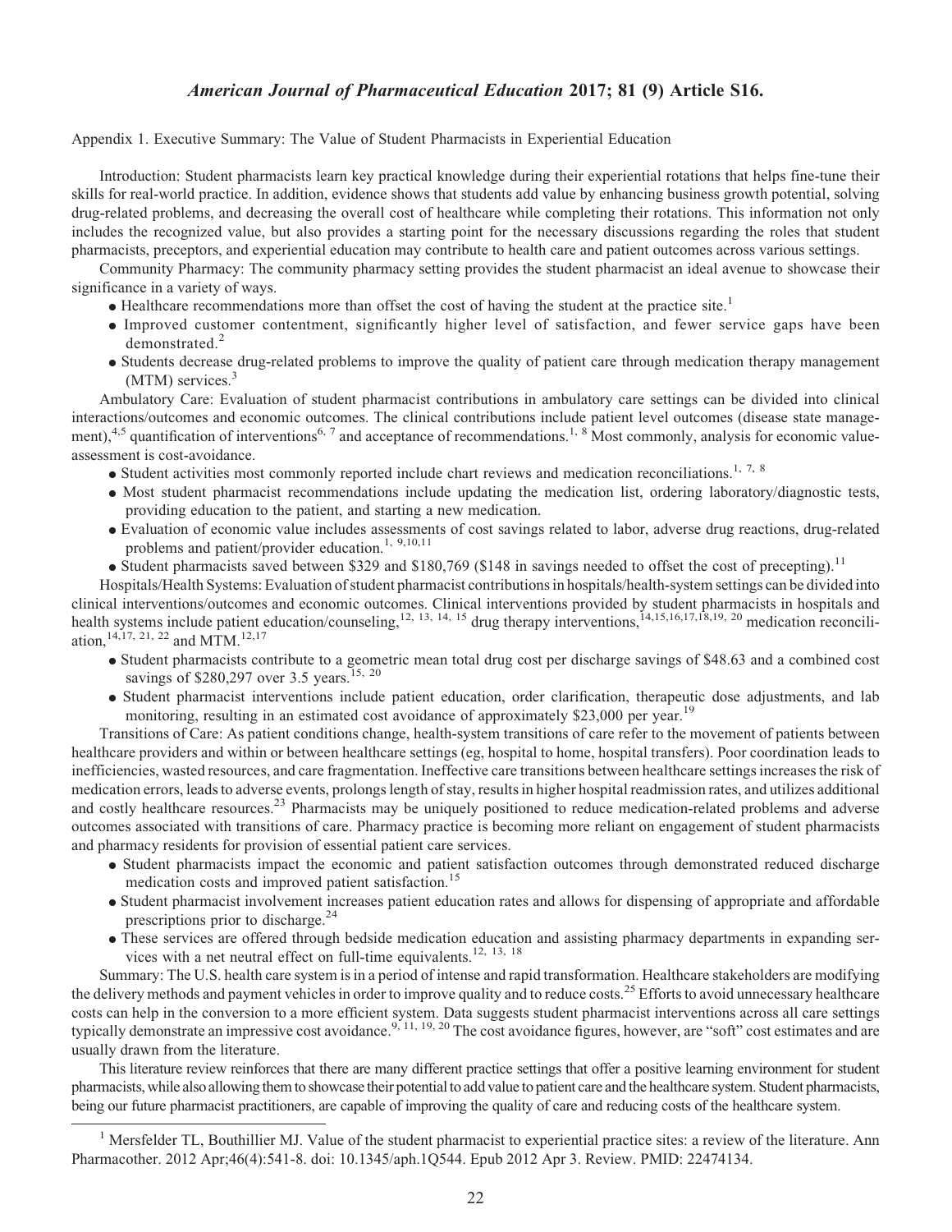Appendix 1. Executive Summary: The Value of Student Pharmacists in Experiential Education

Introduction: Student pharmacists learn key practical knowledge during their experiential rotations that helps fine-tune their skills for real-world practice. In addition, evidence shows that students add value by enhancing business growth potential, solving drug-related problems, and decreasing the overall cost of healthcare while completing their rotations. This information not only includes the recognized value, but also provides a starting point for the necessary discussions regarding the roles that student pharmacists, preceptors, and experiential education may contribute to health care and patient outcomes across various settings.

Community Pharmacy: The community pharmacy setting provides the student pharmacist an ideal avenue to showcase their significance in a variety of ways.

- Healthcare recommendations more than offset the cost of having the student at the practice site.[1]
- Improved customer contentment, significantly higher level of satisfaction, and fewer service gaps have been demonstrated.[2]
- Students decrease drug-related problems to improve the quality of patient care through medication therapy management (MTM) services.[3]

Ambulatory Care: Evaluation of student pharmacist contributions in ambulatory care settings can be divided into clinical interactions/outcomes and economic outcomes. The clinical contributions include patient level outcomes (disease state management),[4,5] quantification of interventions[6, 7] and acceptance of recommendations.[1, 8] Most commonly, analysis for economic value-assessment is cost-avoidance.

- Student activities most commonly reported include chart reviews and medication reconciliations.[1, 7, 8]
- Most student pharmacist recommendations include updating the medication list, ordering laboratory/diagnostic tests, providing education to the patient, and starting a new medication.
- Evaluation of economic value includes assessments of cost savings related to labor, adverse drug reactions, drug-related problems and patient/provider education.[1, 9,10,11]
- Student pharmacists saved between $329 and $180,769 ($148 in savings needed to offset the cost of precepting).[11]

Hospitals/Health Systems: Evaluation of student pharmacist contributions in hospitals/health-system settings can be divided into clinical interventions/outcomes and economic outcomes. Clinical interventions provided by student pharmacists in hospitals and health systems include patient education/counseling,[12, 13, 14, 15] drug therapy interventions,[14,15,16,17,18,19, 20] medication reconciliation,[14,17, 21, 22] and MTM.[12,17]

- Student pharmacists contribute to a geometric mean total drug cost per discharge savings of $48.63 and a combined cost savings of $280,297 over 3.5 years.[15, 20]
- Student pharmacist interventions include patient education, order clarification, therapeutic dose adjustments, and lab monitoring, resulting in an estimated cost avoidance of approximately $23,000 per year.[19]

Transitions of Care: As patient conditions change, health-system transitions of care refer to the movement of patients between healthcare providers and within or between healthcare settings (eg, hospital to home, hospital transfers). Poor coordination leads to inefficiencies, wasted resources, and care fragmentation. Ineffective care transitions between healthcare settings increases the risk of medication errors, leads to adverse events, prolongs length of stay, results in higher hospital readmission rates, and utilizes additional and costly healthcare resources.[23] Pharmacists may be uniquely positioned to reduce medication-related problems and adverse outcomes associated with transitions of care. Pharmacy practice is becoming more reliant on engagement of student pharmacists and pharmacy residents for provision of essential patient care services.

- Student pharmacists impact the economic and patient satisfaction outcomes through demonstrated reduced discharge medication costs and improved patient satisfaction.[15]
- Student pharmacist involvement increases patient education rates and allows for dispensing of appropriate and affordable prescriptions prior to discharge.[24]
- These services are offered through bedside medication education and assisting pharmacy departments in expanding services with a net neutral effect on full-time equivalents.[12, 13, 18]

Summary: The U.S. health care system is in a period of intense and rapid transformation. Healthcare stakeholders are modifying the delivery methods and payment vehicles in order to improve quality and to reduce costs.[25] Efforts to avoid unnecessary healthcare costs can help in the conversion to a more efficient system. Data suggests student pharmacist interventions across all care settings typically demonstrate an impressive cost avoidance.[9, 11, 19, 20] The cost avoidance figures, however, are "soft" cost estimates and are usually drawn from the literature.

This literature review reinforces that there are many different practice settings that offer a positive learning environment for student pharmacists, while also allowing them to showcase their potential to add value to patient care and the healthcare system. Student pharmacists, being our future pharmacist practitioners, are capable of improving the quality of care and reducing costs of the healthcare system.

---

[1] Mersfelder TL, Bouthillier MJ. Value of the student pharmacist to experiential practice sites: a review of the literature. Ann Pharmacother. 2012 Apr;46(4):541-8. doi: 10.1345/aph.1Q544. Epub 2012 Apr 3. Review. PMID: 22474134.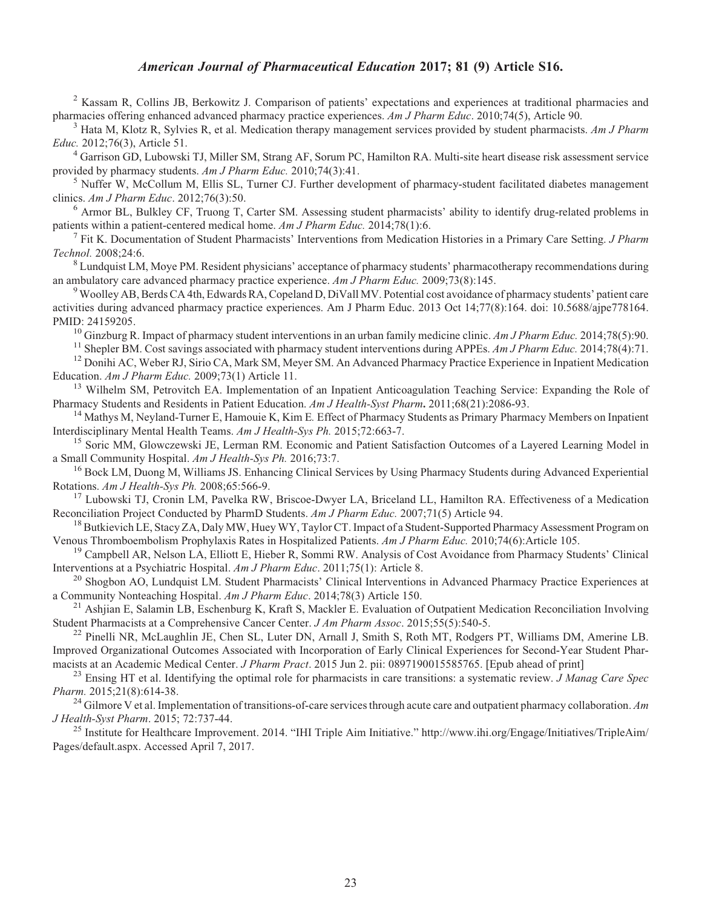[2] Kassam R, Collins JB, Berkowitz J. Comparison of patients' expectations and experiences at traditional pharmacies and pharmacies offering enhanced advanced pharmacy practice experiences. *Am J Pharm Educ*. 2010;74(5), Article 90.

[3] Hata M, Klotz R, Sylvies R, et al. Medication therapy management services provided by student pharmacists. *Am J Pharm Educ.* 2012;76(3), Article 51.

[4] Garrison GD, Lubowski TJ, Miller SM, Strang AF, Sorum PC, Hamilton RA. Multi-site heart disease risk assessment service provided by pharmacy students. *Am J Pharm Educ.* 2010;74(3):41.

[5] Nuffer W, McCollum M, Ellis SL, Turner CJ. Further development of pharmacy-student facilitated diabetes management clinics. *Am J Pharm Educ*. 2012;76(3):50.

[6] Armor BL, Bulkley CF, Truong T, Carter SM. Assessing student pharmacists' ability to identify drug-related problems in patients within a patient-centered medical home. *Am J Pharm Educ.* 2014;78(1):6.

[7] Fit K. Documentation of Student Pharmacists' Interventions from Medication Histories in a Primary Care Setting. *J Pharm Technol.* 2008;24:6.

[8] Lundquist LM, Moye PM. Resident physicians' acceptance of pharmacy students' pharmacotherapy recommendations during an ambulatory care advanced pharmacy practice experience. *Am J Pharm Educ.* 2009;73(8):145.

[9] Woolley AB, Berds CA 4th, Edwards RA, Copeland D, DiVall MV. Potential cost avoidance of pharmacy students' patient care activities during advanced pharmacy practice experiences. Am J Pharm Educ. 2013 Oct 14;77(8):164. doi: 10.5688/ajpe778164. PMID: 24159205.

[10] Ginzburg R. Impact of pharmacy student interventions in an urban family medicine clinic. *Am J Pharm Educ.* 2014;78(5):90.

[11] Shepler BM. Cost savings associated with pharmacy student interventions during APPEs. *Am J Pharm Educ.* 2014;78(4):71.

[12] Donihi AC, Weber RJ, Sirio CA, Mark SM, Meyer SM. An Advanced Pharmacy Practice Experience in Inpatient Medication Education. *Am J Pharm Educ.* 2009;73(1) Article 11.

[13] Wilhelm SM, Petrovitch EA. Implementation of an Inpatient Anticoagulation Teaching Service: Expanding the Role of Pharmacy Students and Residents in Patient Education. *Am J Health-Syst Pharm*. 2011;68(21):2086-93.

[14] Mathys M, Neyland-Turner E, Hamouie K, Kim E. Effect of Pharmacy Students as Primary Pharmacy Members on Inpatient Interdisciplinary Mental Health Teams. *Am J Health-Sys Ph.* 2015;72:663-7.

[15] Soric MM, Glowczewski JE, Lerman RM. Economic and Patient Satisfaction Outcomes of a Layered Learning Model in a Small Community Hospital. *Am J Health-Sys Ph.* 2016;73:7.

[16] Bock LM, Duong M, Williams JS. Enhancing Clinical Services by Using Pharmacy Students during Advanced Experiential Rotations. *Am J Health-Sys Ph.* 2008;65:566-9.

[17] Lubowski TJ, Cronin LM, Pavelka RW, Briscoe-Dwyer LA, Briceland LL, Hamilton RA. Effectiveness of a Medication Reconciliation Project Conducted by PharmD Students. *Am J Pharm Educ.* 2007;71(5) Article 94.

[18] Butkievich LE, Stacy ZA, Daly MW, Huey WY, Taylor CT. Impact of a Student-Supported Pharmacy Assessment Program on Venous Thromboembolism Prophylaxis Rates in Hospitalized Patients. *Am J Pharm Educ.* 2010;74(6):Article 105.

[19] Campbell AR, Nelson LA, Elliott E, Hieber R, Sommi RW. Analysis of Cost Avoidance from Pharmacy Students' Clinical Interventions at a Psychiatric Hospital. *Am J Pharm Educ*. 2011;75(1): Article 8.

[20] Shogbon AO, Lundquist LM. Student Pharmacists' Clinical Interventions in Advanced Pharmacy Practice Experiences at a Community Nonteaching Hospital. *Am J Pharm Educ*. 2014;78(3) Article 150.

[21] Ashjian E, Salamin LB, Eschenburg K, Kraft S, Mackler E. Evaluation of Outpatient Medication Reconciliation Involving Student Pharmacists at a Comprehensive Cancer Center. *J Am Pharm Assoc*. 2015;55(5):540-5.

[22] Pinelli NR, McLaughlin JE, Chen SL, Luter DN, Arnall J, Smith S, Roth MT, Rodgers PT, Williams DM, Amerine LB. Improved Organizational Outcomes Associated with Incorporation of Early Clinical Experiences for Second-Year Student Pharmacists at an Academic Medical Center. *J Pharm Pract*. 2015 Jun 2. pii: 0897190015585765. [Epub ahead of print]

[23] Ensing HT et al. Identifying the optimal role for pharmacists in care transitions: a systematic review. *J Manag Care Spec Pharm.* 2015;21(8):614-38.

[24] Gilmore V et al. Implementation of transitions-of-care services through acute care and outpatient pharmacy collaboration. *Am J Health-Syst Pharm*. 2015; 72:737-44.

[25] Institute for Healthcare Improvement. 2014. "IHI Triple Aim Initiative." http://www.ihi.org/Engage/Initiatives/TripleAim/Pages/default.aspx. Accessed April 7, 2017.